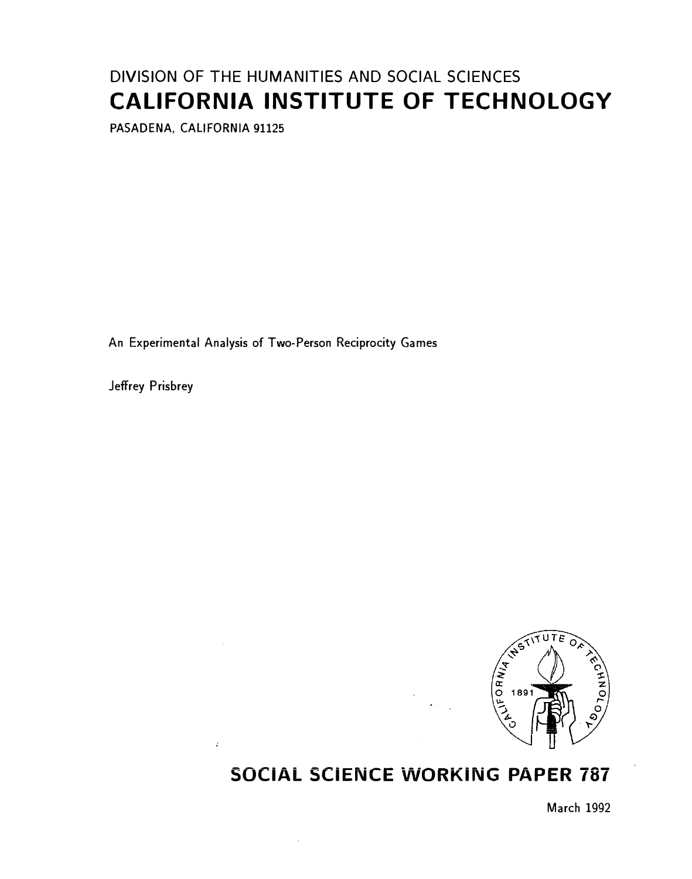DIVISION OF THE HUMANITIES AND SOCIAL SCIENCES

# CALIFORNIA INSTITUTE OF TECHNOLOGY

PASADENA, CALIFORNIA 91125

An Experimental Analysis of Two-Person Reciprocity Games

Jeffrey Prisbrey

## SOCIAL SCIENCE WORKING PAPER 787

March 1992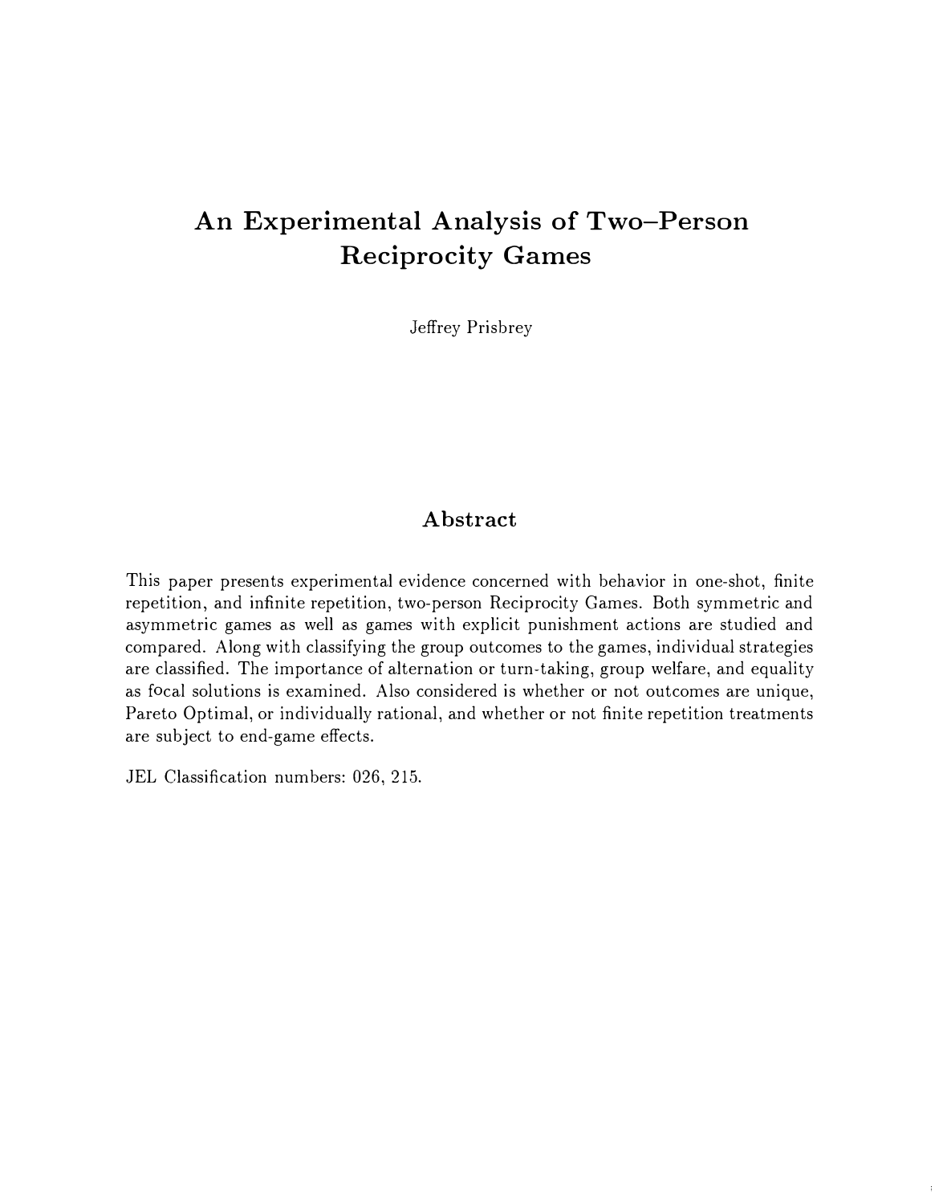# An Experimental Analysis of Two–Person Reciprocity Games

Jeffrey Prisbrey

## Abstract

This paper presents experimental evidence concerned with behavior in one-shot, finite repetition, and infinite repetition, two-person Reciprocity Games. Both symmetric and asymmetric games as well as games with explicit punishment actions are studied and compared. Along with classifying the group outcomes to the games, individual strategies are classified. The importance of alternation or turn-taking, group welfare, and equality as focal solutions is examined. Also considered is whether or not outcomes are unique, Pareto Optimal, or individually rational, and whether or not finite repetition treatments are subject to end-game effects.

JEL Classification numbers: 026, 215.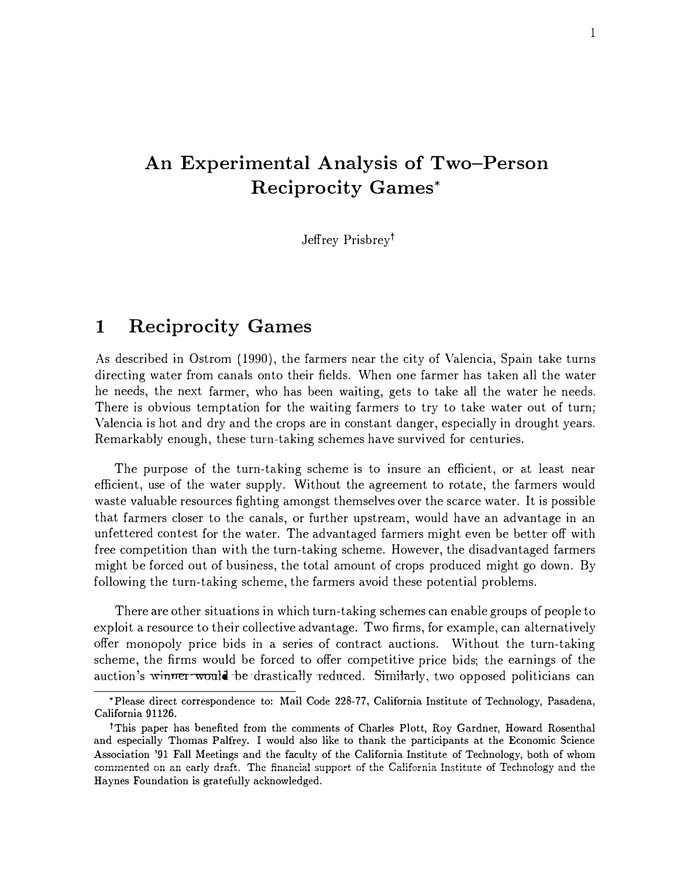# An Experimental Analysis of Two–Person Reciprocity Games*

Jeffrey Prisbrey†

## 1 Reciprocity Games

As described in Ostrom (1990), the farmers near the city of Valencia, Spain take turns directing water from canals onto their fields. When one farmer has taken all the water he needs, the next farmer, who has been waiting, gets to take all the water he needs. There is obvious temptation for the waiting farmers to try to take water out of turn; Valencia is hot and dry and the crops are in constant danger, especially in drought years. Remarkably enough, these turn-taking schemes have survived for centuries.

The purpose of the turn-taking scheme is to insure an efficient, or at least near efficient, use of the water supply. Without the agreement to rotate, the farmers would waste valuable resources fighting amongst themselves over the scarce water. It is possible that farmers closer to the canals, or further upstream, would have an advantage in an unfettered contest for the water. The advantaged farmers might even be better off with free competition than with the turn-taking scheme. However, the disadvantaged farmers might be forced out of business, the total amount of crops produced might go down. By following the turn-taking scheme, the farmers avoid these potential problems.

There are other situations in which turn-taking schemes can enable groups of people to exploit a resource to their collective advantage. Two firms, for example, can alternatively offer monopoly price bids in a series of contract auctions. Without the turn-taking scheme, the firms would be forced to offer competitive price bids; the earnings of the auction's winner would be drastically reduced. Similarly, two opposed politicians can

*Please direct correspondence to: Mail Code 228-77, California Institute of Technology, Pasadena, California 91126.

†This paper has benefited from the comments of Charles Plott, Roy Gardner, Howard Rosenthal and especially Thomas Palfrey. I would also like to thank the participants at the Economic Science Association '91 Fall Meetings and the faculty of the California Institute of Technology, both of whom commented on an early draft. The financial support of the California Institute of Technology and the Haynes Foundation is gratefully acknowledged.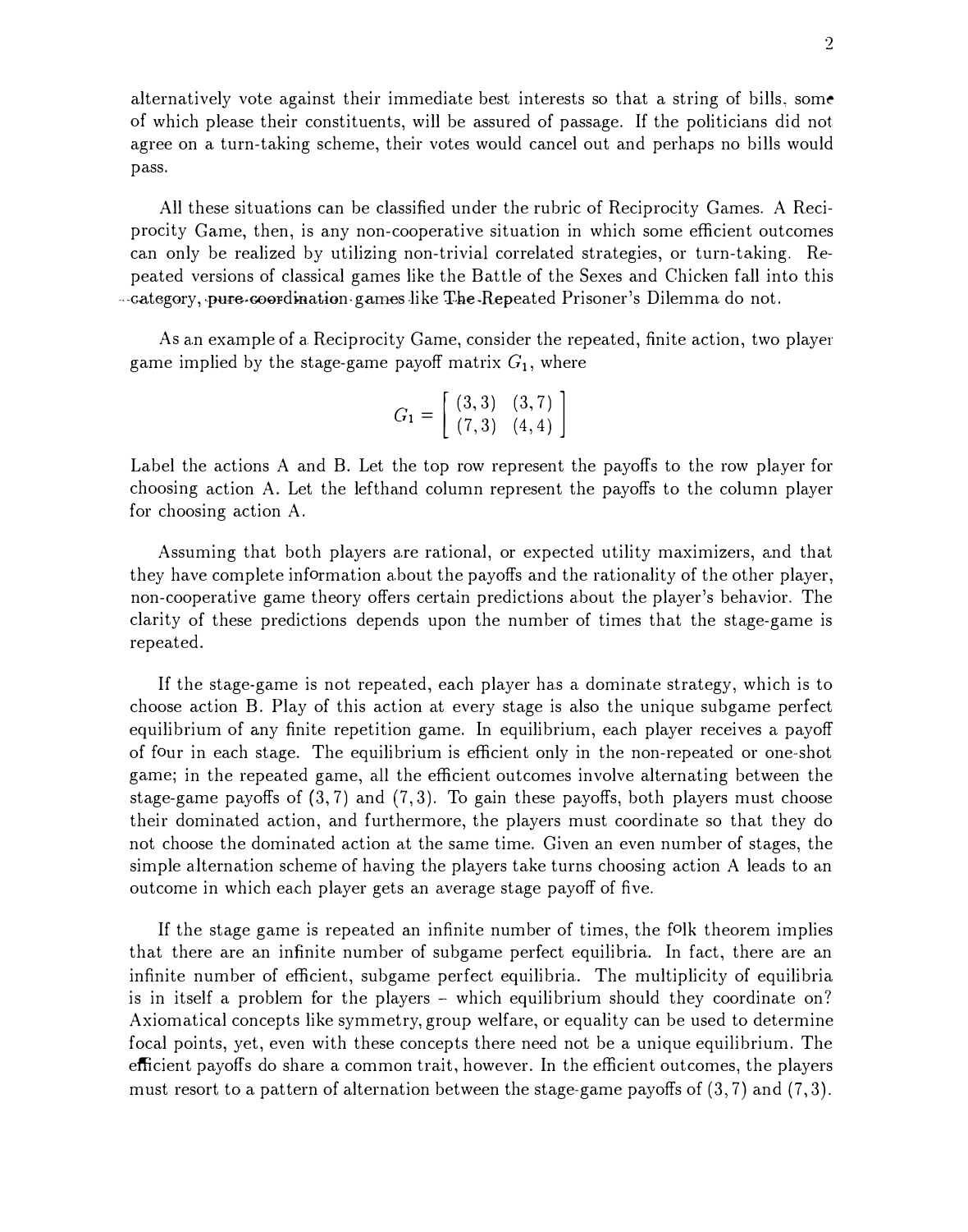alternatively vote against their immediate best interests so that a string of bills, some of which please their constituents, will be assured of passage. If the politicians did not agree on a turn-taking scheme, their votes would cancel out and perhaps no bills would pass.

All these situations can be classified under the rubric of Reciprocity Games. A Reciprocity Game, then, is any non-cooperative situation in which some efficient outcomes can only be realized by utilizing non-trivial correlated strategies, or turn-taking. Repeated versions of classical games like the Battle of the Sexes and Chicken fall into this category, pure coordination games like The Repeated Prisoner's Dilemma do not.

As an example of a Reciprocity Game, consider the repeated, finite action, two player game implied by the stage-game payoff matrix $G_1$, where

$$G_1 = \begin{bmatrix} (3,3) & (3,7) \\ (7,3) & (4,4) \end{bmatrix}$$

Label the actions A and B. Let the top row represent the payoffs to the row player for choosing action A. Let the lefthand column represent the payoffs to the column player for choosing action A.

Assuming that both players are rational, or expected utility maximizers, and that they have complete information about the payoffs and the rationality of the other player, non-cooperative game theory offers certain predictions about the player's behavior. The clarity of these predictions depends upon the number of times that the stage-game is repeated.

If the stage-game is not repeated, each player has a dominate strategy, which is to choose action B. Play of this action at every stage is also the unique subgame perfect equilibrium of any finite repetition game. In equilibrium, each player receives a payoff of four in each stage. The equilibrium is efficient only in the non-repeated or one-shot game; in the repeated game, all the efficient outcomes involve alternating between the stage-game payoffs of $(3,7)$ and $(7,3)$. To gain these payoffs, both players must choose their dominated action, and furthermore, the players must coordinate so that they do not choose the dominated action at the same time. Given an even number of stages, the simple alternation scheme of having the players take turns choosing action A leads to an outcome in which each player gets an average stage payoff of five.

If the stage game is repeated an infinite number of times, the folk theorem implies that there are an infinite number of subgame perfect equilibria. In fact, there are an infinite number of efficient, subgame perfect equilibria. The multiplicity of equilibria is in itself a problem for the players – which equilibrium should they coordinate on? Axiomatical concepts like symmetry, group welfare, or equality can be used to determine focal points, yet, even with these concepts there need not be a unique equilibrium. The efficient payoffs do share a common trait, however. In the efficient outcomes, the players must resort to a pattern of alternation between the stage-game payoffs of $(3,7)$ and $(7,3)$.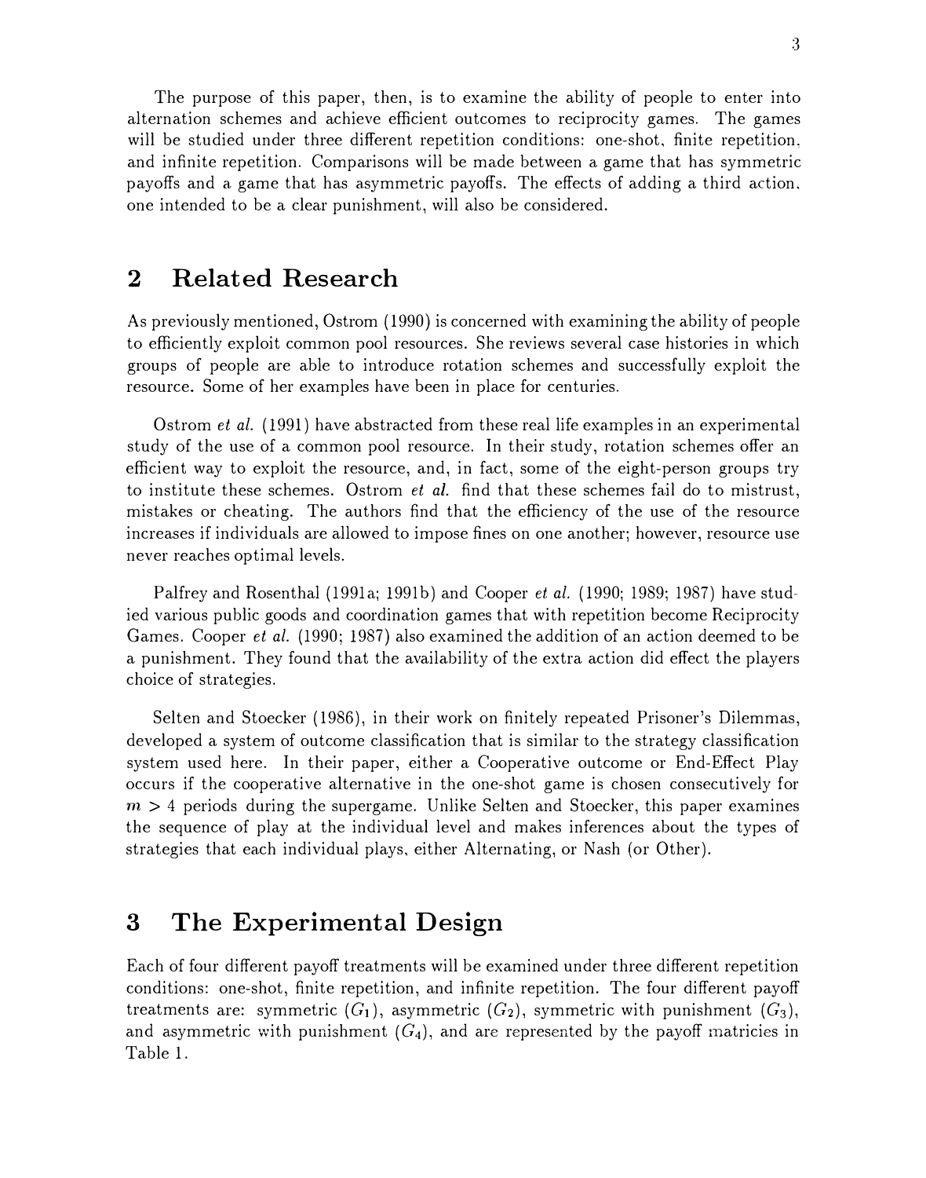The purpose of this paper, then, is to examine the ability of people to enter into alternation schemes and achieve efficient outcomes to reciprocity games. The games will be studied under three different repetition conditions: one-shot, finite repetition, and infinite repetition. Comparisons will be made between a game that has symmetric payoffs and a game that has asymmetric payoffs. The effects of adding a third action, one intended to be a clear punishment, will also be considered.

## 2 Related Research

As previously mentioned, Ostrom (1990) is concerned with examining the ability of people to efficiently exploit common pool resources. She reviews several case histories in which groups of people are able to introduce rotation schemes and successfully exploit the resource. Some of her examples have been in place for centuries.

Ostrom *et al.* (1991) have abstracted from these real life examples in an experimental study of the use of a common pool resource. In their study, rotation schemes offer an efficient way to exploit the resource, and, in fact, some of the eight-person groups try to institute these schemes. Ostrom *et al.* find that these schemes fail do to mistrust, mistakes or cheating. The authors find that the efficiency of the use of the resource increases if individuals are allowed to impose fines on one another; however, resource use never reaches optimal levels.

Palfrey and Rosenthal (1991a; 1991b) and Cooper *et al.* (1990; 1989; 1987) have studied various public goods and coordination games that with repetition become Reciprocity Games. Cooper *et al.* (1990; 1987) also examined the addition of an action deemed to be a punishment. They found that the availability of the extra action did effect the players choice of strategies.

Selten and Stoecker (1986), in their work on finitely repeated Prisoner's Dilemmas, developed a system of outcome classification that is similar to the strategy classification system used here. In their paper, either a Cooperative outcome or End-Effect Play occurs if the cooperative alternative in the one-shot game is chosen consecutively for $m > 4$ periods during the supergame. Unlike Selten and Stoecker, this paper examines the sequence of play at the individual level and makes inferences about the types of strategies that each individual plays, either Alternating, or Nash (or Other).

## 3 The Experimental Design

Each of four different payoff treatments will be examined under three different repetition conditions: one-shot, finite repetition, and infinite repetition. The four different payoff treatments are: symmetric ($G_1$), asymmetric ($G_2$), symmetric with punishment ($G_3$), and asymmetric with punishment ($G_4$), and are represented by the payoff matricies in Table 1.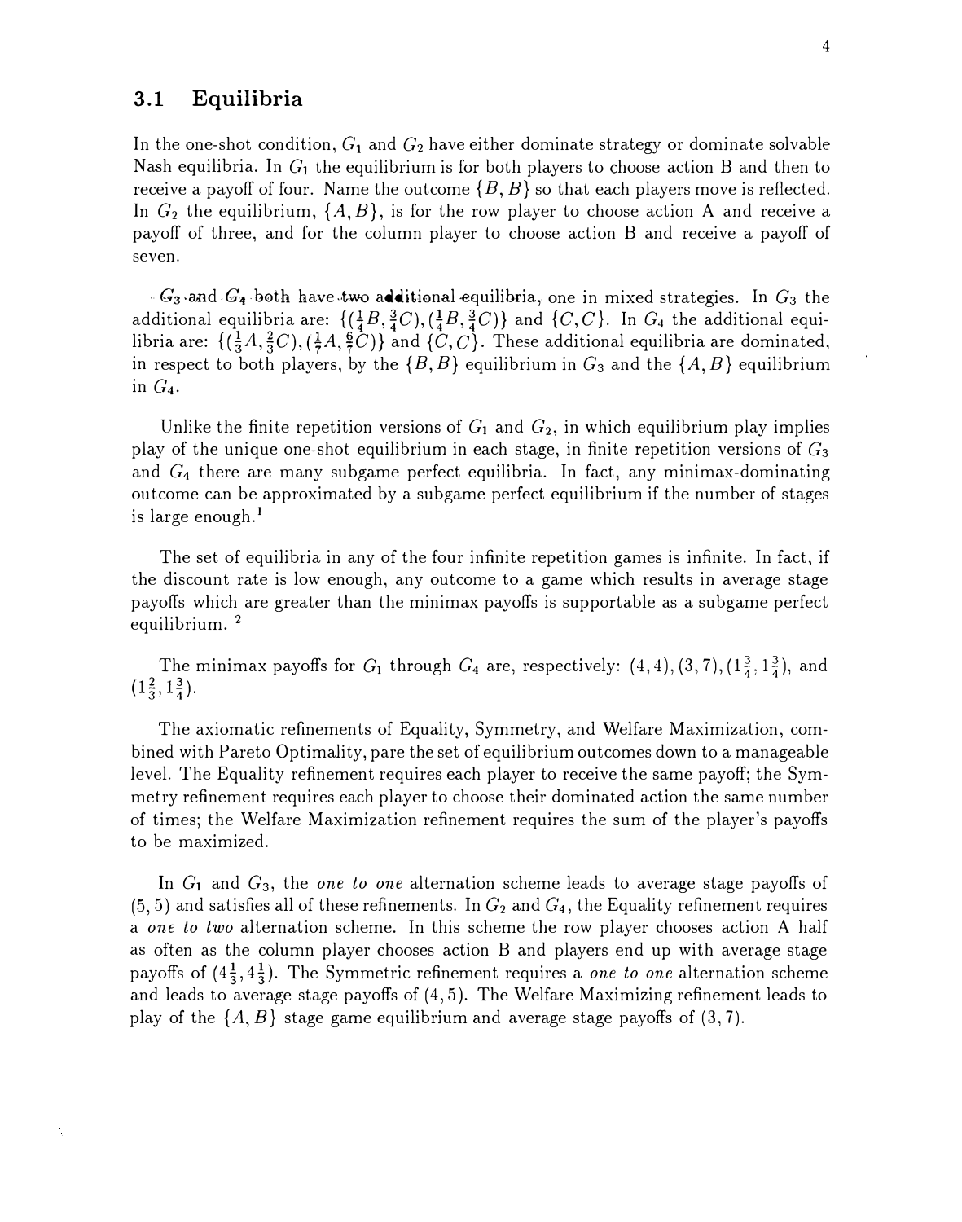### 3.1 Equilibria

In the one-shot condition, $G_1$ and $G_2$ have either dominate strategy or dominate solvable Nash equilibria. In $G_1$ the equilibrium is for both players to choose action B and then to receive a payoff of four. Name the outcome $\{B, B\}$ so that each players move is reflected. In $G_2$ the equilibrium, $\{A, B\}$, is for the row player to choose action A and receive a payoff of three, and for the column player to choose action B and receive a payoff of seven.

$G_3$ and $G_4$ both have two additional equilibria, one in mixed strategies. In $G_3$ the additional equilibria are: $\{(\frac{1}{4}B, \frac{3}{4}C), (\frac{1}{4}B, \frac{3}{4}C)\}$ and $\{C, C\}$. In $G_4$ the additional equilibria are: $\{(\frac{1}{3}A, \frac{2}{3}C), (\frac{1}{7}A, \frac{6}{7}C)\}$ and $\{C, C\}$. These additional equilibria are dominated, in respect to both players, by the $\{B, B\}$ equilibrium in $G_3$ and the $\{A, B\}$ equilibrium in $G_4$.

Unlike the finite repetition versions of $G_1$ and $G_2$, in which equilibrium play implies play of the unique one-shot equilibrium in each stage, in finite repetition versions of $G_3$ and $G_4$ there are many subgame perfect equilibria. In fact, any minimax-dominating outcome can be approximated by a subgame perfect equilibrium if the number of stages is large enough.[1]

The set of equilibria in any of the four infinite repetition games is infinite. In fact, if the discount rate is low enough, any outcome to a game which results in average stage payoffs which are greater than the minimax payoffs is supportable as a subgame perfect equilibrium. [2]

The minimax payoffs for $G_1$ through $G_4$ are, respectively: $(4, 4), (3, 7), (1\frac{3}{4}, 1\frac{3}{4})$, and $(1\frac{2}{3}, 1\frac{3}{4})$.

The axiomatic refinements of Equality, Symmetry, and Welfare Maximization, combined with Pareto Optimality, pare the set of equilibrium outcomes down to a manageable level. The Equality refinement requires each player to receive the same payoff; the Symmetry refinement requires each player to choose their dominated action the same number of times; the Welfare Maximization refinement requires the sum of the player's payoffs to be maximized.

In $G_1$ and $G_3$, the *one to one* alternation scheme leads to average stage payoffs of $(5, 5)$ and satisfies all of these refinements. In $G_2$ and $G_4$, the Equality refinement requires a *one to two* alternation scheme. In this scheme the row player chooses action A half as often as the column player chooses action B and players end up with average stage payoffs of $(4\frac{1}{3}, 4\frac{1}{3})$. The Symmetric refinement requires a *one to one* alternation scheme and leads to average stage payoffs of $(4, 5)$. The Welfare Maximizing refinement leads to play of the $\{A, B\}$ stage game equilibrium and average stage payoffs of $(3, 7)$.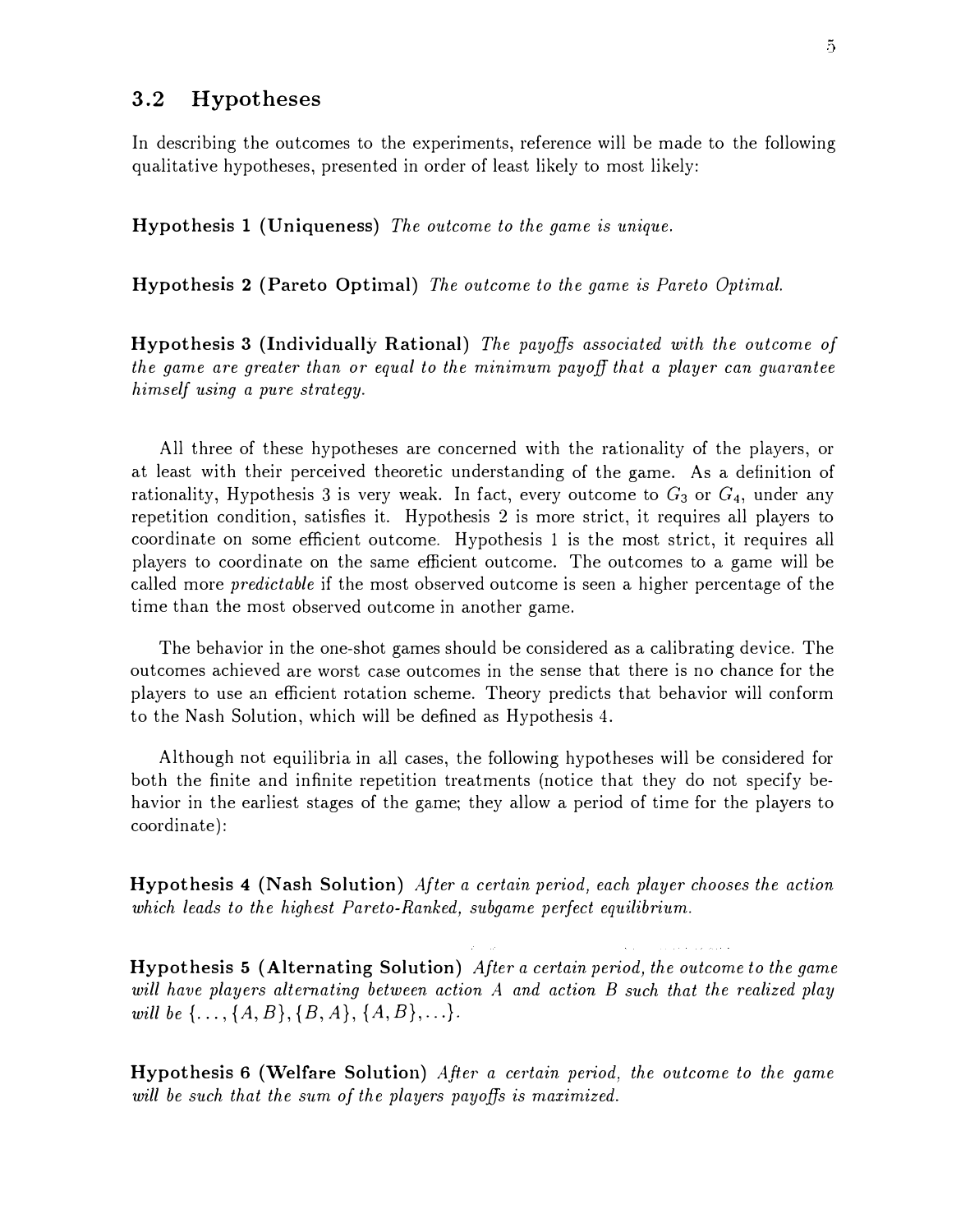## 3.2 Hypotheses

In describing the outcomes to the experiments, reference will be made to the following qualitative hypotheses, presented in order of least likely to most likely:

**Hypothesis 1 (Uniqueness)** *The outcome to the game is unique.*

**Hypothesis 2 (Pareto Optimal)** *The outcome to the game is Pareto Optimal.*

**Hypothesis 3 (Individually Rational)** *The payoffs associated with the outcome of the game are greater than or equal to the minimum payoff that a player can guarantee himself using a pure strategy.*

All three of these hypotheses are concerned with the rationality of the players, or at least with their perceived theoretic understanding of the game. As a definition of rationality, Hypothesis 3 is very weak. In fact, every outcome to $G_3$ or $G_4$, under any repetition condition, satisfies it. Hypothesis 2 is more strict, it requires all players to coordinate on some efficient outcome. Hypothesis 1 is the most strict, it requires all players to coordinate on the same efficient outcome. The outcomes to a game will be called more *predictable* if the most observed outcome is seen a higher percentage of the time than the most observed outcome in another game.

The behavior in the one-shot games should be considered as a calibrating device. The outcomes achieved are worst case outcomes in the sense that there is no chance for the players to use an efficient rotation scheme. Theory predicts that behavior will conform to the Nash Solution, which will be defined as Hypothesis 4.

Although not equilibria in all cases, the following hypotheses will be considered for both the finite and infinite repetition treatments (notice that they do not specify behavior in the earliest stages of the game; they allow a period of time for the players to coordinate):

**Hypothesis 4 (Nash Solution)** *After a certain period, each player chooses the action which leads to the highest Pareto-Ranked, subgame perfect equilibrium.*

**Hypothesis 5 (Alternating Solution)** *After a certain period, the outcome to the game will have players alternating between action $A$ and action $B$ such that the realized play will be $\{\ldots,\{A,B\},\{B,A\},\{A,B\},\ldots\}$.*

**Hypothesis 6 (Welfare Solution)** *After a certain period, the outcome to the game will be such that the sum of the players payoffs is maximized.*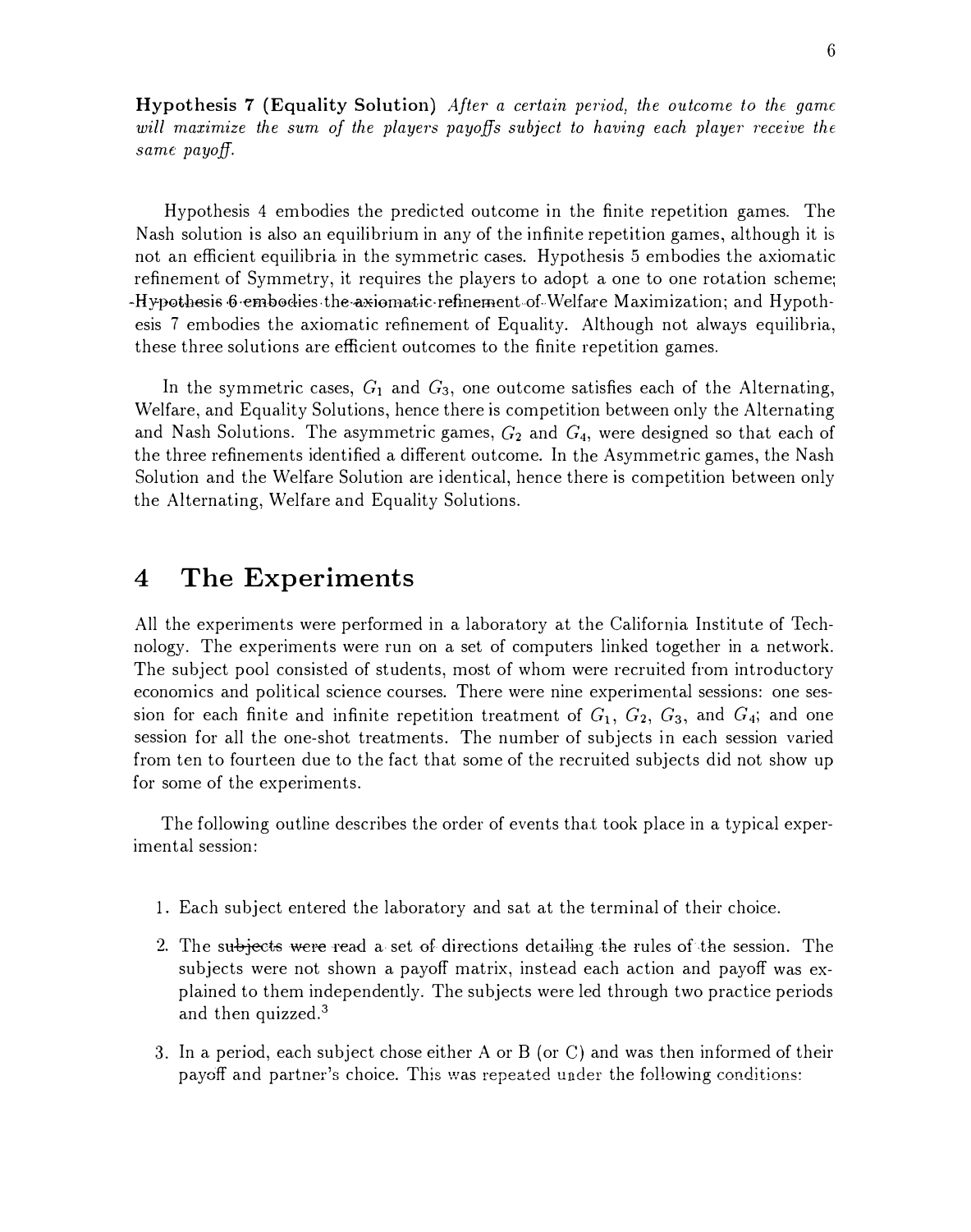**Hypothesis 7 (Equality Solution)** *After a certain period, the outcome to the game will maximize the sum of the players payoffs subject to having each player receive the same payoff.*

Hypothesis 4 embodies the predicted outcome in the finite repetition games. The Nash solution is also an equilibrium in any of the infinite repetition games, although it is not an efficient equilibria in the symmetric cases. Hypothesis 5 embodies the axiomatic refinement of Symmetry, it requires the players to adopt a one to one rotation scheme; Hypothesis 6 embodies the axiomatic refinement of Welfare Maximization; and Hypothesis 7 embodies the axiomatic refinement of Equality. Although not always equilibria, these three solutions are efficient outcomes to the finite repetition games.

In the symmetric cases, $G_1$ and $G_3$, one outcome satisfies each of the Alternating, Welfare, and Equality Solutions, hence there is competition between only the Alternating and Nash Solutions. The asymmetric games, $G_2$ and $G_4$, were designed so that each of the three refinements identified a different outcome. In the Asymmetric games, the Nash Solution and the Welfare Solution are identical, hence there is competition between only the Alternating, Welfare and Equality Solutions.

# 4 The Experiments

All the experiments were performed in a laboratory at the California Institute of Technology. The experiments were run on a set of computers linked together in a network. The subject pool consisted of students, most of whom were recruited from introductory economics and political science courses. There were nine experimental sessions: one session for each finite and infinite repetition treatment of $G_1$, $G_2$, $G_3$, and $G_4$; and one session for all the one-shot treatments. The number of subjects in each session varied from ten to fourteen due to the fact that some of the recruited subjects did not show up for some of the experiments.

The following outline describes the order of events that took place in a typical experimental session:

1. Each subject entered the laboratory and sat at the terminal of their choice.
2. The subjects were read a set of directions detailing the rules of the session. The subjects were not shown a payoff matrix, instead each action and payoff was explained to them independently. The subjects were led through two practice periods and then quizzed.[3]
3. In a period, each subject chose either A or B (or C) and was then informed of their payoff and partner's choice. This was repeated under the following conditions: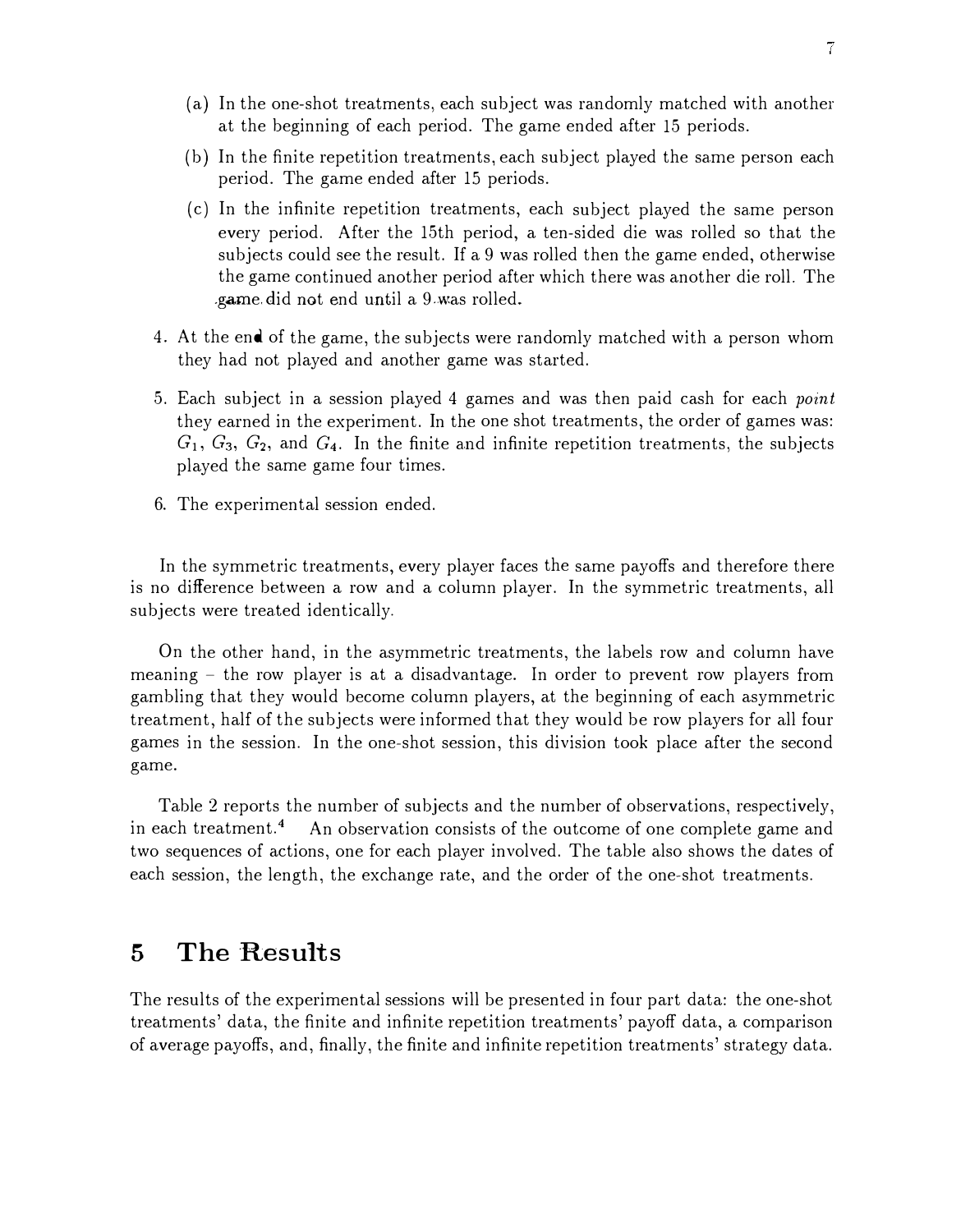(a) In the one-shot treatments, each subject was randomly matched with another at the beginning of each period. The game ended after 15 periods.

(b) In the finite repetition treatments, each subject played the same person each period. The game ended after 15 periods.

(c) In the infinite repetition treatments, each subject played the same person every period. After the 15th period, a ten-sided die was rolled so that the subjects could see the result. If a 9 was rolled then the game ended, otherwise the game continued another period after which there was another die roll. The game did not end until a 9 was rolled.

4. At the end of the game, the subjects were randomly matched with a person whom they had not played and another game was started.

5. Each subject in a session played 4 games and was then paid cash for each *point* they earned in the experiment. In the one shot treatments, the order of games was: $G_1$, $G_3$, $G_2$, and $G_4$. In the finite and infinite repetition treatments, the subjects played the same game four times.

6. The experimental session ended.

In the symmetric treatments, every player faces the same payoffs and therefore there is no difference between a row and a column player. In the symmetric treatments, all subjects were treated identically.

On the other hand, in the asymmetric treatments, the labels row and column have meaning – the row player is at a disadvantage. In order to prevent row players from gambling that they would become column players, at the beginning of each asymmetric treatment, half of the subjects were informed that they would be row players for all four games in the session. In the one-shot session, this division took place after the second game.

Table 2 reports the number of subjects and the number of observations, respectively, in each treatment.[4] An observation consists of the outcome of one complete game and two sequences of actions, one for each player involved. The table also shows the dates of each session, the length, the exchange rate, and the order of the one-shot treatments.

## 5 The Results

The results of the experimental sessions will be presented in four part data: the one-shot treatments' data, the finite and infinite repetition treatments' payoff data, a comparison of average payoffs, and, finally, the finite and infinite repetition treatments' strategy data.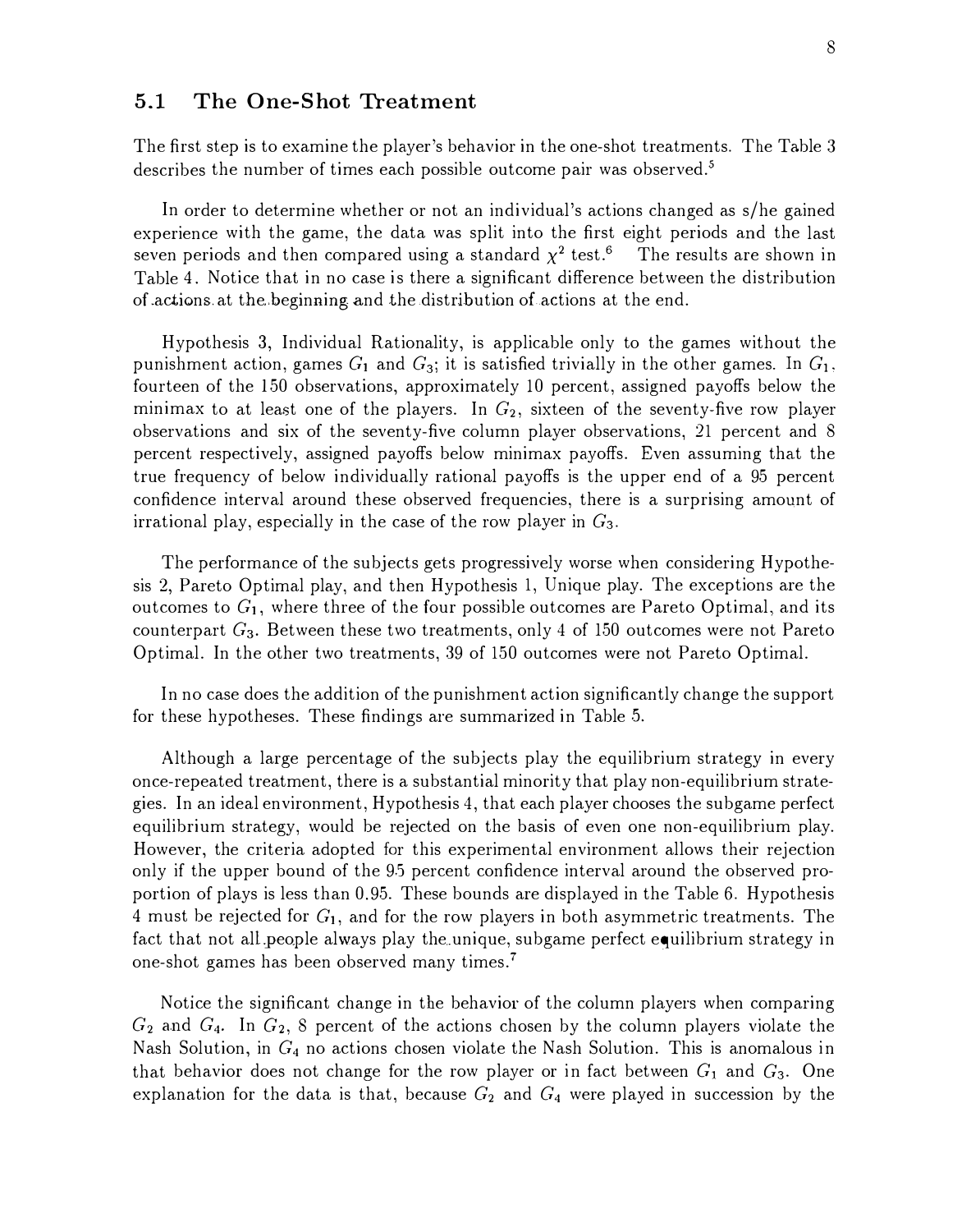### 5.1 The One-Shot Treatment

The first step is to examine the player's behavior in the one-shot treatments. The Table 3 describes the number of times each possible outcome pair was observed.[5]

In order to determine whether or not an individual's actions changed as s/he gained experience with the game, the data was split into the first eight periods and the last seven periods and then compared using a standard $\chi^2$ test.[6] The results are shown in Table 4. Notice that in no case is there a significant difference between the distribution of actions at the beginning and the distribution of actions at the end.

Hypothesis 3, Individual Rationality, is applicable only to the games without the punishment action, games $G_1$ and $G_3$; it is satisfied trivially in the other games. In $G_1$, fourteen of the 150 observations, approximately 10 percent, assigned payoffs below the minimax to at least one of the players. In $G_2$, sixteen of the seventy-five row player observations and six of the seventy-five column player observations, 21 percent and 8 percent respectively, assigned payoffs below minimax payoffs. Even assuming that the true frequency of below individually rational payoffs is the upper end of a 95 percent confidence interval around these observed frequencies, there is a surprising amount of irrational play, especially in the case of the row player in $G_3$.

The performance of the subjects gets progressively worse when considering Hypothesis 2, Pareto Optimal play, and then Hypothesis 1, Unique play. The exceptions are the outcomes to $G_1$, where three of the four possible outcomes are Pareto Optimal, and its counterpart $G_3$. Between these two treatments, only 4 of 150 outcomes were not Pareto Optimal. In the other two treatments, 39 of 150 outcomes were not Pareto Optimal.

In no case does the addition of the punishment action significantly change the support for these hypotheses. These findings are summarized in Table 5.

Although a large percentage of the subjects play the equilibrium strategy in every once-repeated treatment, there is a substantial minority that play non-equilibrium strategies. In an ideal environment, Hypothesis 4, that each player chooses the subgame perfect equilibrium strategy, would be rejected on the basis of even one non-equilibrium play. However, the criteria adopted for this experimental environment allows their rejection only if the upper bound of the 95 percent confidence interval around the observed proportion of plays is less than 0.95. These bounds are displayed in the Table 6. Hypothesis 4 must be rejected for $G_1$, and for the row players in both asymmetric treatments. The fact that not all people always play the unique, subgame perfect equilibrium strategy in one-shot games has been observed many times.[7]

Notice the significant change in the behavior of the column players when comparing $G_2$ and $G_4$. In $G_2$, 8 percent of the actions chosen by the column players violate the Nash Solution, in $G_4$ no actions chosen violate the Nash Solution. This is anomalous in that behavior does not change for the row player or in fact between $G_1$ and $G_3$. One explanation for the data is that, because $G_2$ and $G_4$ were played in succession by the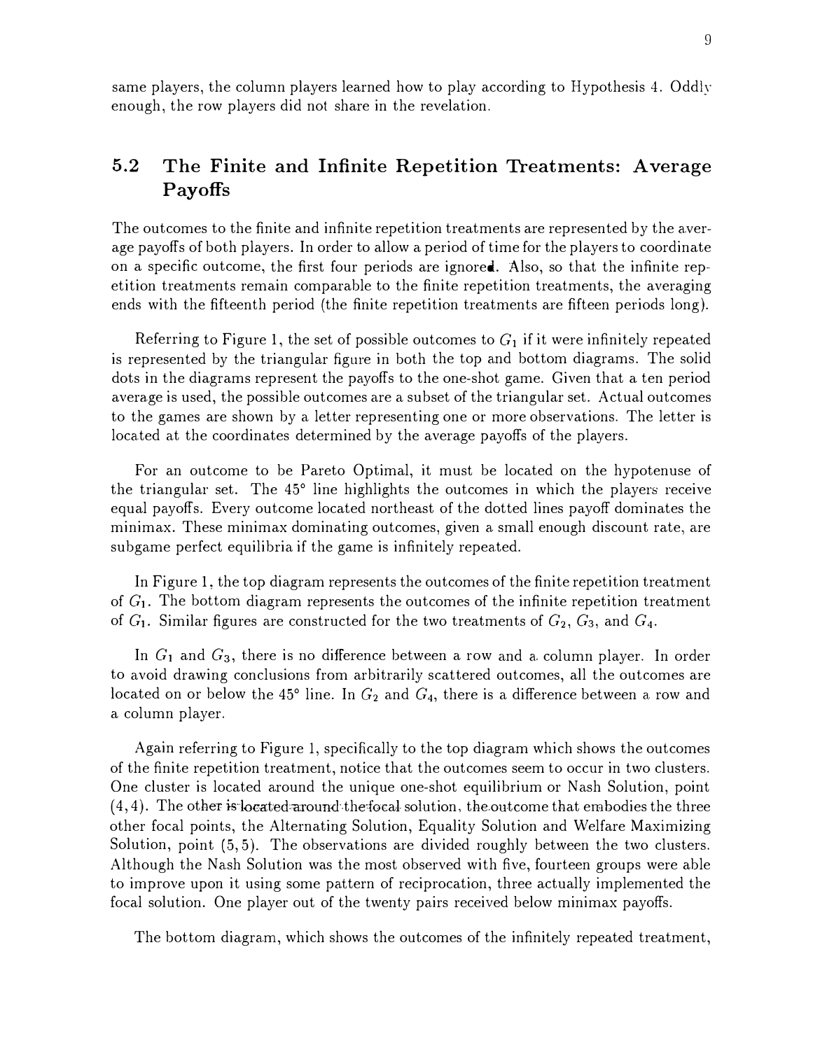same players, the column players learned how to play according to Hypothesis 4. Oddly enough, the row players did not share in the revelation.

## 5.2 The Finite and Infinite Repetition Treatments: Average Payoffs

The outcomes to the finite and infinite repetition treatments are represented by the average payoffs of both players. In order to allow a period of time for the players to coordinate on a specific outcome, the first four periods are ignored. Also, so that the infinite repetition treatments remain comparable to the finite repetition treatments, the averaging ends with the fifteenth period (the finite repetition treatments are fifteen periods long).

Referring to Figure 1, the set of possible outcomes to $G_1$ if it were infinitely repeated is represented by the triangular figure in both the top and bottom diagrams. The solid dots in the diagrams represent the payoffs to the one-shot game. Given that a ten period average is used, the possible outcomes are a subset of the triangular set. Actual outcomes to the games are shown by a letter representing one or more observations. The letter is located at the coordinates determined by the average payoffs of the players.

For an outcome to be Pareto Optimal, it must be located on the hypotenuse of the triangular set. The 45° line highlights the outcomes in which the players receive equal payoffs. Every outcome located northeast of the dotted lines payoff dominates the minimax. These minimax dominating outcomes, given a small enough discount rate, are subgame perfect equilibria if the game is infinitely repeated.

In Figure 1, the top diagram represents the outcomes of the finite repetition treatment of $G_1$. The bottom diagram represents the outcomes of the infinite repetition treatment of $G_1$. Similar figures are constructed for the two treatments of $G_2$, $G_3$, and $G_4$.

In $G_1$ and $G_3$, there is no difference between a row and a column player. In order to avoid drawing conclusions from arbitrarily scattered outcomes, all the outcomes are located on or below the 45° line. In $G_2$ and $G_4$, there is a difference between a row and a column player.

Again referring to Figure 1, specifically to the top diagram which shows the outcomes of the finite repetition treatment, notice that the outcomes seem to occur in two clusters. One cluster is located around the unique one-shot equilibrium or Nash Solution, point $(4, 4)$. The other is located around the focal solution, the outcome that embodies the three other focal points, the Alternating Solution, Equality Solution and Welfare Maximizing Solution, point $(5, 5)$. The observations are divided roughly between the two clusters. Although the Nash Solution was the most observed with five, fourteen groups were able to improve upon it using some pattern of reciprocation, three actually implemented the focal solution. One player out of the twenty pairs received below minimax payoffs.

The bottom diagram, which shows the outcomes of the infinitely repeated treatment,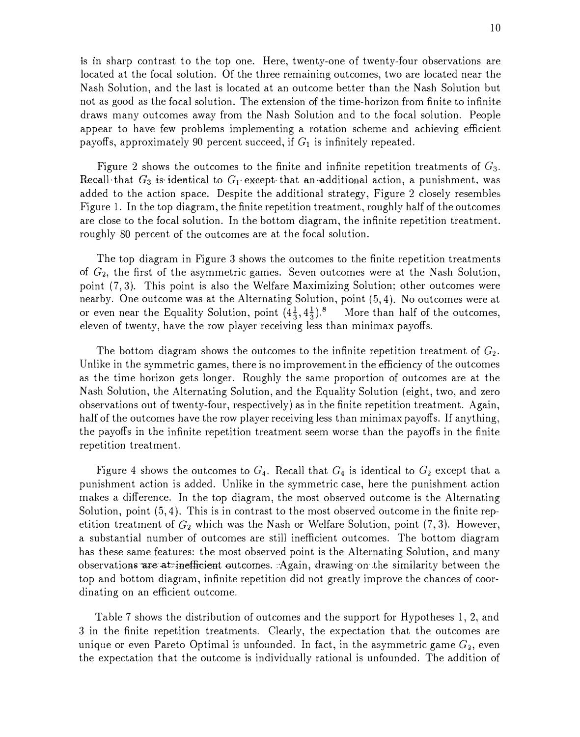is in sharp contrast to the top one. Here, twenty-one of twenty-four observations are located at the focal solution. Of the three remaining outcomes, two are located near the Nash Solution, and the last is located at an outcome better than the Nash Solution but not as good as the focal solution. The extension of the time-horizon from finite to infinite draws many outcomes away from the Nash Solution and to the focal solution. People appear to have few problems implementing a rotation scheme and achieving efficient payoffs, approximately 90 percent succeed, if $G_1$ is infinitely repeated.

Figure 2 shows the outcomes to the finite and infinite repetition treatments of $G_3$. Recall that $G_3$ is identical to $G_1$ except that an additional action, a punishment, was added to the action space. Despite the additional strategy, Figure 2 closely resembles Figure 1. In the top diagram, the finite repetition treatment, roughly half of the outcomes are close to the focal solution. In the bottom diagram, the infinite repetition treatment. roughly 80 percent of the outcomes are at the focal solution.

The top diagram in Figure 3 shows the outcomes to the finite repetition treatments of $G_2$, the first of the asymmetric games. Seven outcomes were at the Nash Solution, point $(7, 3)$. This point is also the Welfare Maximizing Solution; other outcomes were nearby. One outcome was at the Alternating Solution, point $(5, 4)$. No outcomes were at or even near the Equality Solution, point $(4\frac{1}{3}, 4\frac{1}{3})$.[8] More than half of the outcomes, eleven of twenty, have the row player receiving less than minimax payoffs.

The bottom diagram shows the outcomes to the infinite repetition treatment of $G_2$. Unlike in the symmetric games, there is no improvement in the efficiency of the outcomes as the time horizon gets longer. Roughly the same proportion of outcomes are at the Nash Solution, the Alternating Solution, and the Equality Solution (eight, two, and zero observations out of twenty-four, respectively) as in the finite repetition treatment. Again, half of the outcomes have the row player receiving less than minimax payoffs. If anything, the payoffs in the infinite repetition treatment seem worse than the payoffs in the finite repetition treatment.

Figure 4 shows the outcomes to $G_4$. Recall that $G_4$ is identical to $G_2$ except that a punishment action is added. Unlike in the symmetric case, here the punishment action makes a difference. In the top diagram, the most observed outcome is the Alternating Solution, point $(5, 4)$. This is in contrast to the most observed outcome in the finite repetition treatment of $G_2$ which was the Nash or Welfare Solution, point $(7, 3)$. However, a substantial number of outcomes are still inefficient outcomes. The bottom diagram has these same features: the most observed point is the Alternating Solution, and many observations are at inefficient outcomes. Again, drawing on the similarity between the top and bottom diagram, infinite repetition did not greatly improve the chances of coordinating on an efficient outcome.

Table 7 shows the distribution of outcomes and the support for Hypotheses 1, 2, and 3 in the finite repetition treatments. Clearly, the expectation that the outcomes are unique or even Pareto Optimal is unfounded. In fact, in the asymmetric game $G_2$, even the expectation that the outcome is individually rational is unfounded. The addition of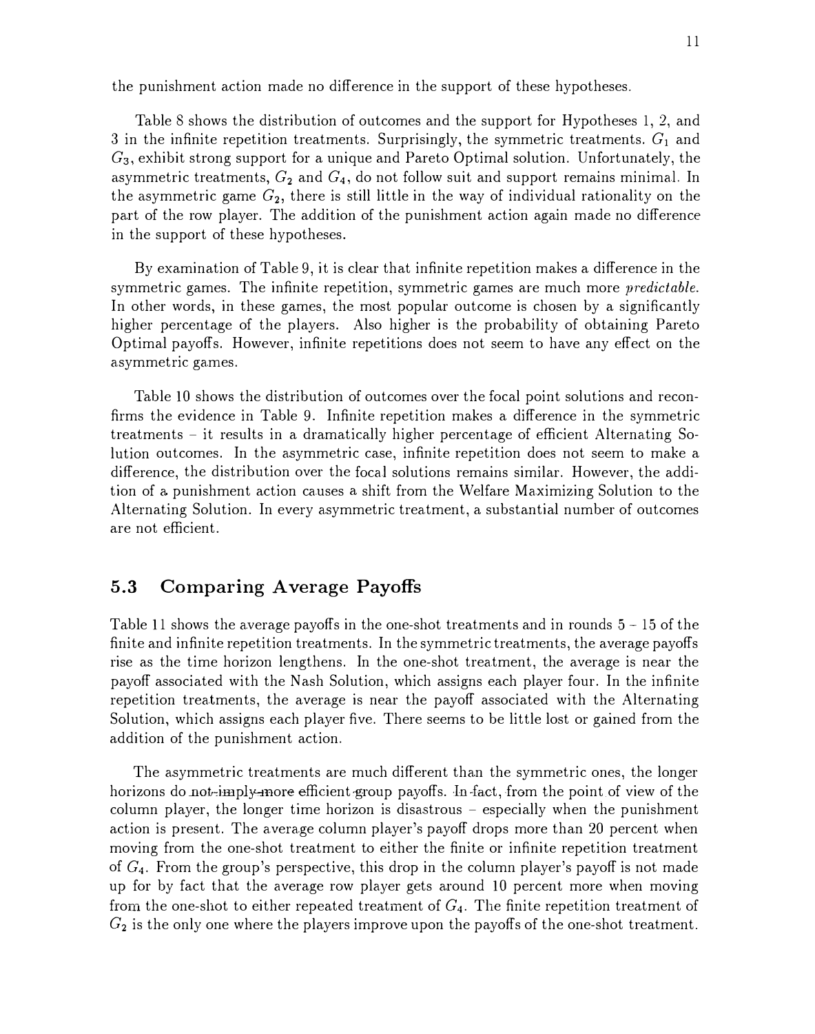the punishment action made no difference in the support of these hypotheses.

Table 8 shows the distribution of outcomes and the support for Hypotheses 1, 2, and 3 in the infinite repetition treatments. Surprisingly, the symmetric treatments. $G_1$ and $G_3$, exhibit strong support for a unique and Pareto Optimal solution. Unfortunately, the asymmetric treatments, $G_2$ and $G_4$, do not follow suit and support remains minimal. In the asymmetric game $G_2$, there is still little in the way of individual rationality on the part of the row player. The addition of the punishment action again made no difference in the support of these hypotheses.

By examination of Table 9, it is clear that infinite repetition makes a difference in the symmetric games. The infinite repetition, symmetric games are much more *predictable.* In other words, in these games, the most popular outcome is chosen by a significantly higher percentage of the players. Also higher is the probability of obtaining Pareto Optimal payoffs. However, infinite repetitions does not seem to have any effect on the asymmetric games.

Table 10 shows the distribution of outcomes over the focal point solutions and reconfirms the evidence in Table 9. Infinite repetition makes a difference in the symmetric treatments – it results in a dramatically higher percentage of efficient Alternating Solution outcomes. In the asymmetric case, infinite repetition does not seem to make a difference, the distribution over the focal solutions remains similar. However, the addition of a punishment action causes a shift from the Welfare Maximizing Solution to the Alternating Solution. In every asymmetric treatment, a substantial number of outcomes are not efficient.

## 5.3 Comparing Average Payoffs

Table 11 shows the average payoffs in the one-shot treatments and in rounds 5 - 15 of the finite and infinite repetition treatments. In the symmetric treatments, the average payoffs rise as the time horizon lengthens. In the one-shot treatment, the average is near the payoff associated with the Nash Solution, which assigns each player four. In the infinite repetition treatments, the average is near the payoff associated with the Alternating Solution, which assigns each player five. There seems to be little lost or gained from the addition of the punishment action.

The asymmetric treatments are much different than the symmetric ones, the longer horizons do not imply more efficient group payoffs. In fact, from the point of view of the column player, the longer time horizon is disastrous – especially when the punishment action is present. The average column player's payoff drops more than 20 percent when moving from the one-shot treatment to either the finite or infinite repetition treatment of $G_4$. From the group's perspective, this drop in the column player's payoff is not made up for by fact that the average row player gets around 10 percent more when moving from the one-shot to either repeated treatment of $G_4$. The finite repetition treatment of $G_2$ is the only one where the players improve upon the payoffs of the one-shot treatment.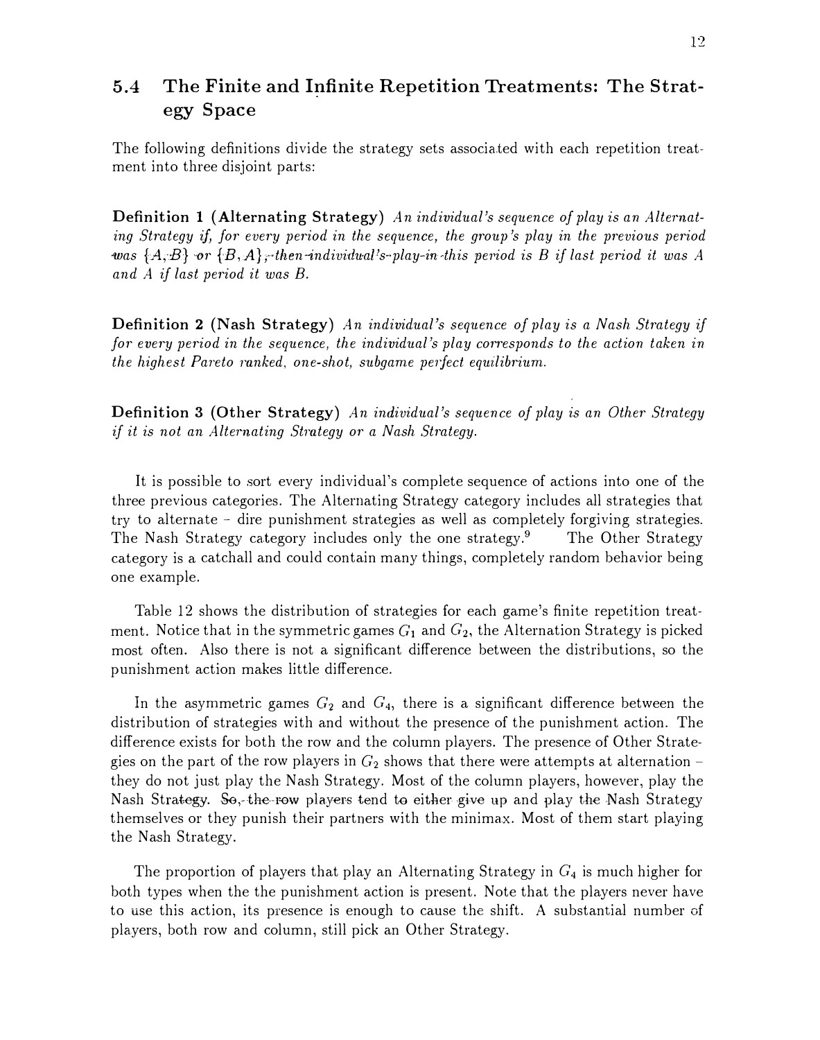### 5.4 The Finite and Infinite Repetition Treatments: The Strategy Space

The following definitions divide the strategy sets associated with each repetition treatment into three disjoint parts:

**Definition 1 (Alternating Strategy)** *An individual's sequence of play is an Alternating Strategy if, for every period in the sequence, the group's play in the previous period was $\{A, B\}$ or $\{B, A\}$, then individual's play in this period is B if last period it was A and A if last period it was B.*

**Definition 2 (Nash Strategy)** *An individual's sequence of play is a Nash Strategy if for every period in the sequence, the individual's play corresponds to the action taken in the highest Pareto ranked, one-shot, subgame perfect equilibrium.*

**Definition 3 (Other Strategy)** *An individual's sequence of play is an Other Strategy if it is not an Alternating Strategy or a Nash Strategy.*

It is possible to sort every individual's complete sequence of actions into one of the three previous categories. The Alternating Strategy category includes all strategies that try to alternate - dire punishment strategies as well as completely forgiving strategies. The Nash Strategy category includes only the one strategy.[9] The Other Strategy category is a catchall and could contain many things, completely random behavior being one example.

Table 12 shows the distribution of strategies for each game's finite repetition treatment. Notice that in the symmetric games $G_1$ and $G_2$, the Alternation Strategy is picked most often. Also there is not a significant difference between the distributions, so the punishment action makes little difference.

In the asymmetric games $G_2$ and $G_4$, there is a significant difference between the distribution of strategies with and without the presence of the punishment action. The difference exists for both the row and the column players. The presence of Other Strategies on the part of the row players in $G_2$ shows that there were attempts at alternation – they do not just play the Nash Strategy. Most of the column players, however, play the Nash Strategy. So, the row players tend to either give up and play the Nash Strategy themselves or they punish their partners with the minimax. Most of them start playing the Nash Strategy.

The proportion of players that play an Alternating Strategy in $G_4$ is much higher for both types when the the punishment action is present. Note that the players never have to use this action, its presence is enough to cause the shift. A substantial number of players, both row and column, still pick an Other Strategy.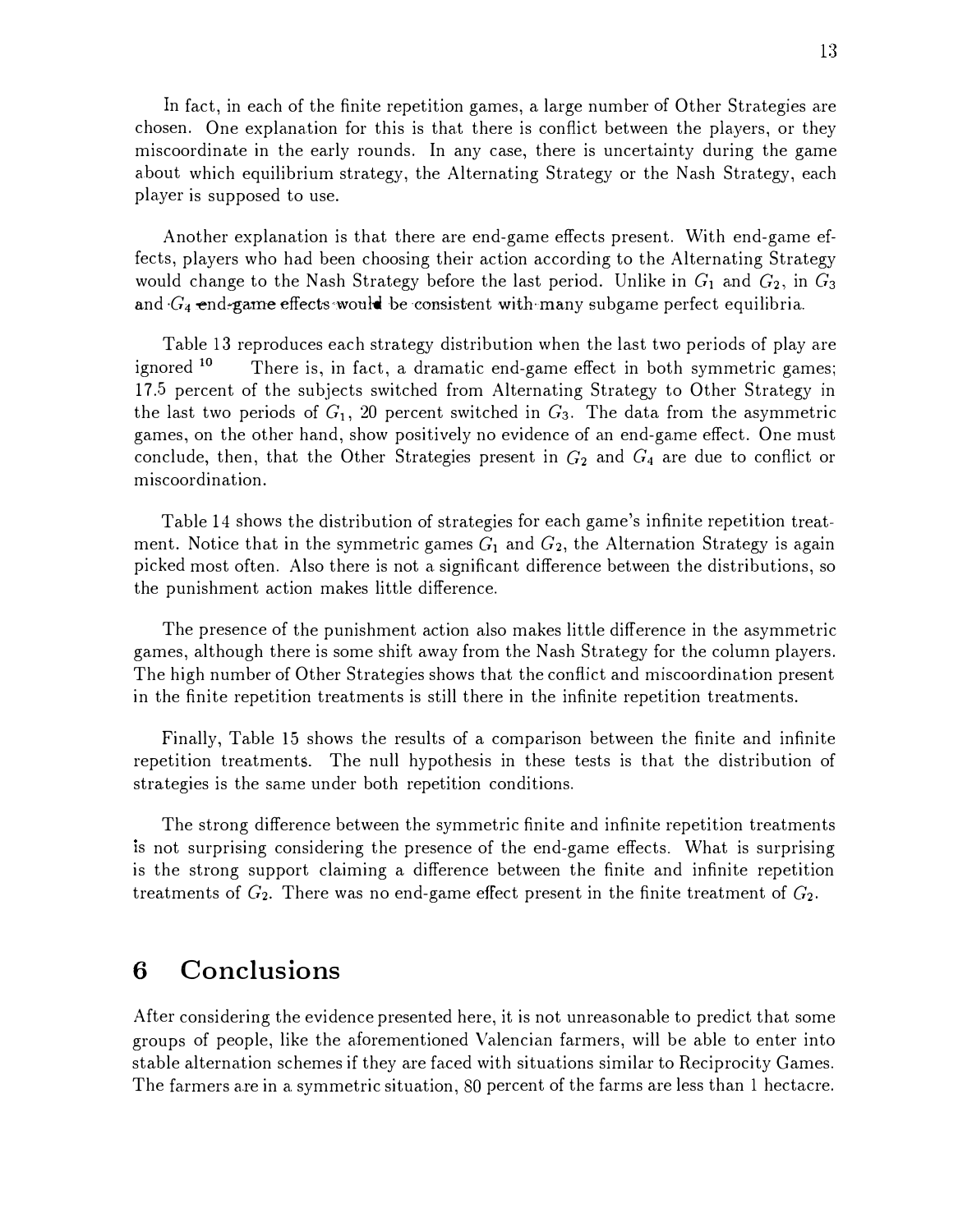In fact, in each of the finite repetition games, a large number of Other Strategies are chosen. One explanation for this is that there is conflict between the players, or they miscoordinate in the early rounds. In any case, there is uncertainty during the game about which equilibrium strategy, the Alternating Strategy or the Nash Strategy, each player is supposed to use.

Another explanation is that there are end-game effects present. With end-game effects, players who had been choosing their action according to the Alternating Strategy would change to the Nash Strategy before the last period. Unlike in $G_1$ and $G_2$, in $G_3$ and $G_4$ end-game effects would be consistent with many subgame perfect equilibria.

Table 13 reproduces each strategy distribution when the last two periods of play are ignored [10] There is, in fact, a dramatic end-game effect in both symmetric games; 17.5 percent of the subjects switched from Alternating Strategy to Other Strategy in the last two periods of $G_1$, 20 percent switched in $G_3$. The data from the asymmetric games, on the other hand, show positively no evidence of an end-game effect. One must conclude, then, that the Other Strategies present in $G_2$ and $G_4$ are due to conflict or miscoordination.

Table 14 shows the distribution of strategies for each game's infinite repetition treatment. Notice that in the symmetric games $G_1$ and $G_2$, the Alternation Strategy is again picked most often. Also there is not a significant difference between the distributions, so the punishment action makes little difference.

The presence of the punishment action also makes little difference in the asymmetric games, although there is some shift away from the Nash Strategy for the column players. The high number of Other Strategies shows that the conflict and miscoordination present in the finite repetition treatments is still there in the infinite repetition treatments.

Finally, Table 15 shows the results of a comparison between the finite and infinite repetition treatments. The null hypothesis in these tests is that the distribution of strategies is the same under both repetition conditions.

The strong difference between the symmetric finite and infinite repetition treatments is not surprising considering the presence of the end-game effects. What is surprising is the strong support claiming a difference between the finite and infinite repetition treatments of $G_2$. There was no end-game effect present in the finite treatment of $G_2$.

## 6 Conclusions

After considering the evidence presented here, it is not unreasonable to predict that some groups of people, like the aforementioned Valencian farmers, will be able to enter into stable alternation schemes if they are faced with situations similar to Reciprocity Games. The farmers are in a symmetric situation, 80 percent of the farms are less than 1 hectacre.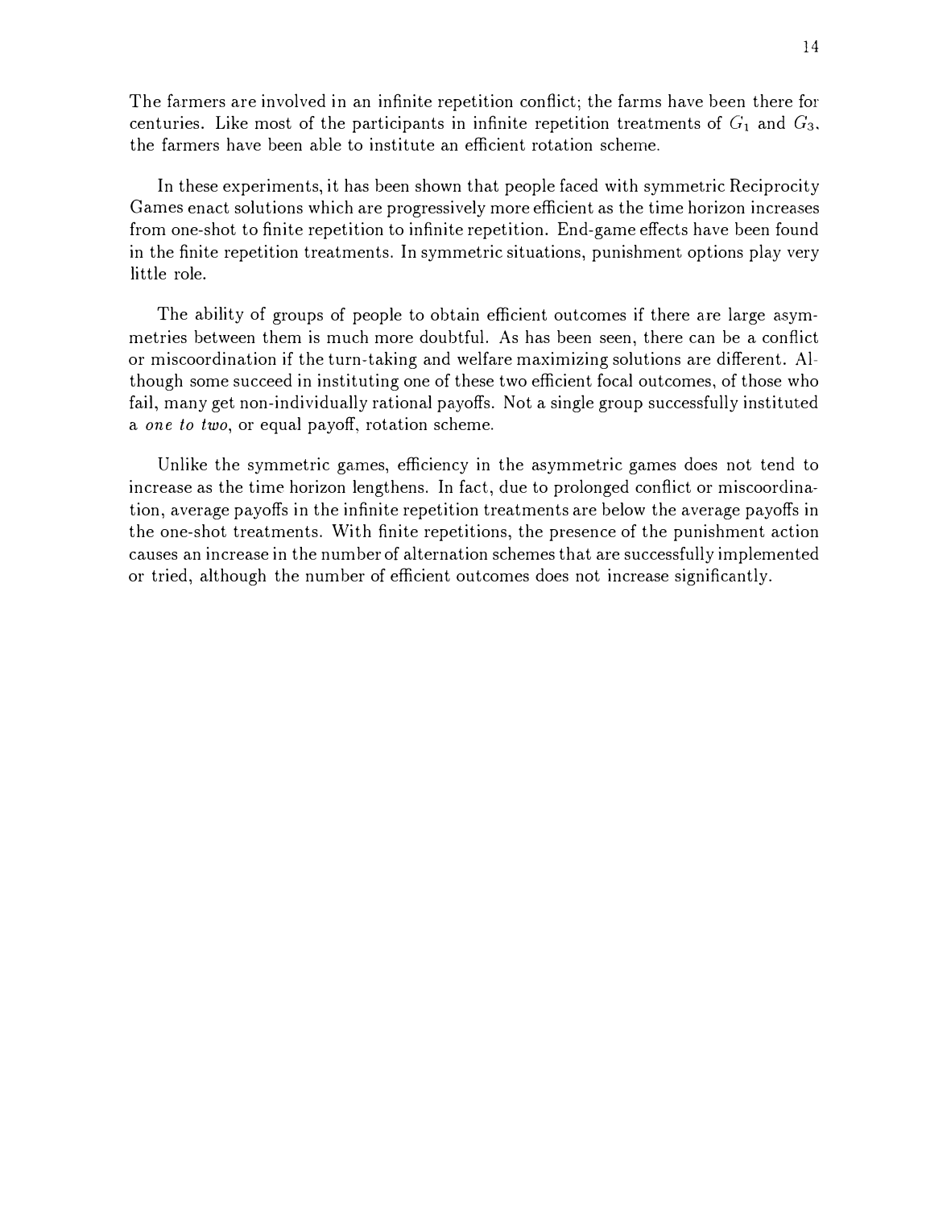The farmers are involved in an infinite repetition conflict; the farms have been there for centuries. Like most of the participants in infinite repetition treatments of $G_1$ and $G_3$, the farmers have been able to institute an efficient rotation scheme.

In these experiments, it has been shown that people faced with symmetric Reciprocity Games enact solutions which are progressively more efficient as the time horizon increases from one-shot to finite repetition to infinite repetition. End-game effects have been found in the finite repetition treatments. In symmetric situations, punishment options play very little role.

The ability of groups of people to obtain efficient outcomes if there are large asymmetries between them is much more doubtful. As has been seen, there can be a conflict or miscoordination if the turn-taking and welfare maximizing solutions are different. Although some succeed in instituting one of these two efficient focal outcomes, of those who fail, many get non-individually rational payoffs. Not a single group successfully instituted a *one to two*, or equal payoff, rotation scheme.

Unlike the symmetric games, efficiency in the asymmetric games does not tend to increase as the time horizon lengthens. In fact, due to prolonged conflict or miscoordination, average payoffs in the infinite repetition treatments are below the average payoffs in the one-shot treatments. With finite repetitions, the presence of the punishment action causes an increase in the number of alternation schemes that are successfully implemented or tried, although the number of efficient outcomes does not increase significantly.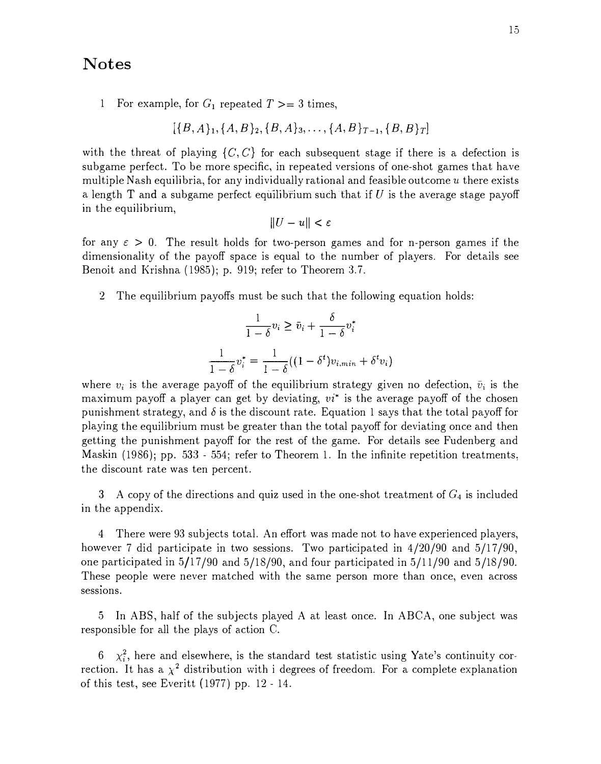# Notes

1 For example, for $G_1$ repeated $T >= 3$ times,

$$[\{B, A\}_1, \{A, B\}_2, \{B, A\}_3, \ldots, \{A, B\}_{T-1}, \{B, B\}_T]$$

with the threat of playing $\{C, C\}$ for each subsequent stage if there is a defection is subgame perfect. To be more specific, in repeated versions of one-shot games that have multiple Nash equilibria, for any individually rational and feasible outcome $u$ there exists a length T and a subgame perfect equilibrium such that if $U$ is the average stage payoff in the equilibrium,

$$\|U - u\| < \varepsilon$$

for any $\varepsilon > 0$. The result holds for two-person games and for n-person games if the dimensionality of the payoff space is equal to the number of players. For details see Benoit and Krishna (1985); p. 919; refer to Theorem 3.7.

2 The equilibrium payoffs must be such that the following equation holds:

$$\frac{1}{1-\delta} v_i \geq \bar{v}_i + \frac{\delta}{1-\delta} v_i^*$$

$$\frac{1}{1-\delta} v_i^* = \frac{1}{1-\delta}((1-\delta^t) v_{i,min} + \delta^t v_i)$$

where $v_i$ is the average payoff of the equilibrium strategy given no defection, $\bar{v}_i$ is the maximum payoff a player can get by deviating, $vi^*$ is the average payoff of the chosen punishment strategy, and $\delta$ is the discount rate. Equation 1 says that the total payoff for playing the equilibrium must be greater than the total payoff for deviating once and then getting the punishment payoff for the rest of the game. For details see Fudenberg and Maskin (1986); pp. 533 - 554; refer to Theorem 1. In the infinite repetition treatments, the discount rate was ten percent.

3 A copy of the directions and quiz used in the one-shot treatment of $G_4$ is included in the appendix.

4 There were 93 subjects total. An effort was made not to have experienced players, however 7 did participate in two sessions. Two participated in 4/20/90 and 5/17/90, one participated in 5/17/90 and 5/18/90, and four participated in 5/11/90 and 5/18/90. These people were never matched with the same person more than once, even across sessions.

5 In ABS, half of the subjects played A at least once. In ABCA, one subject was responsible for all the plays of action C.

6 $\chi_i^2$, here and elsewhere, is the standard test statistic using Yate's continuity correction. It has a $\chi^2$ distribution with i degrees of freedom. For a complete explanation of this test, see Everitt (1977) pp. 12 - 14.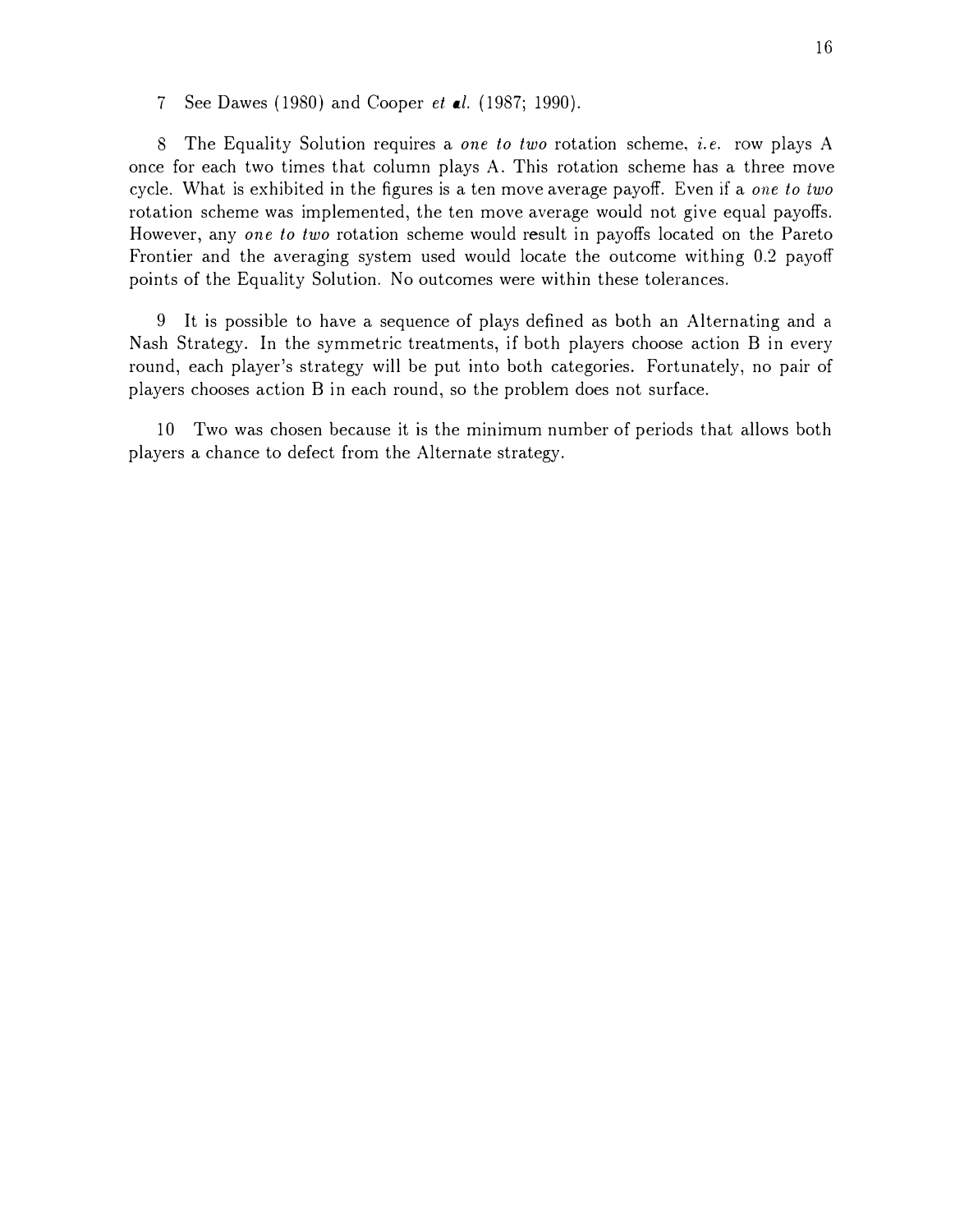7 See Dawes (1980) and Cooper *et al.* (1987; 1990).

8 The Equality Solution requires a *one to two* rotation scheme, *i.e.* row plays A once for each two times that column plays A. This rotation scheme has a three move cycle. What is exhibited in the figures is a ten move average payoff. Even if a *one to two* rotation scheme was implemented, the ten move average would not give equal payoffs. However, any *one to two* rotation scheme would result in payoffs located on the Pareto Frontier and the averaging system used would locate the outcome withing 0.2 payoff points of the Equality Solution. No outcomes were within these tolerances.

9 It is possible to have a sequence of plays defined as both an Alternating and a Nash Strategy. In the symmetric treatments, if both players choose action B in every round, each player's strategy will be put into both categories. Fortunately, no pair of players chooses action B in each round, so the problem does not surface.

10 Two was chosen because it is the minimum number of periods that allows both players a chance to defect from the Alternate strategy.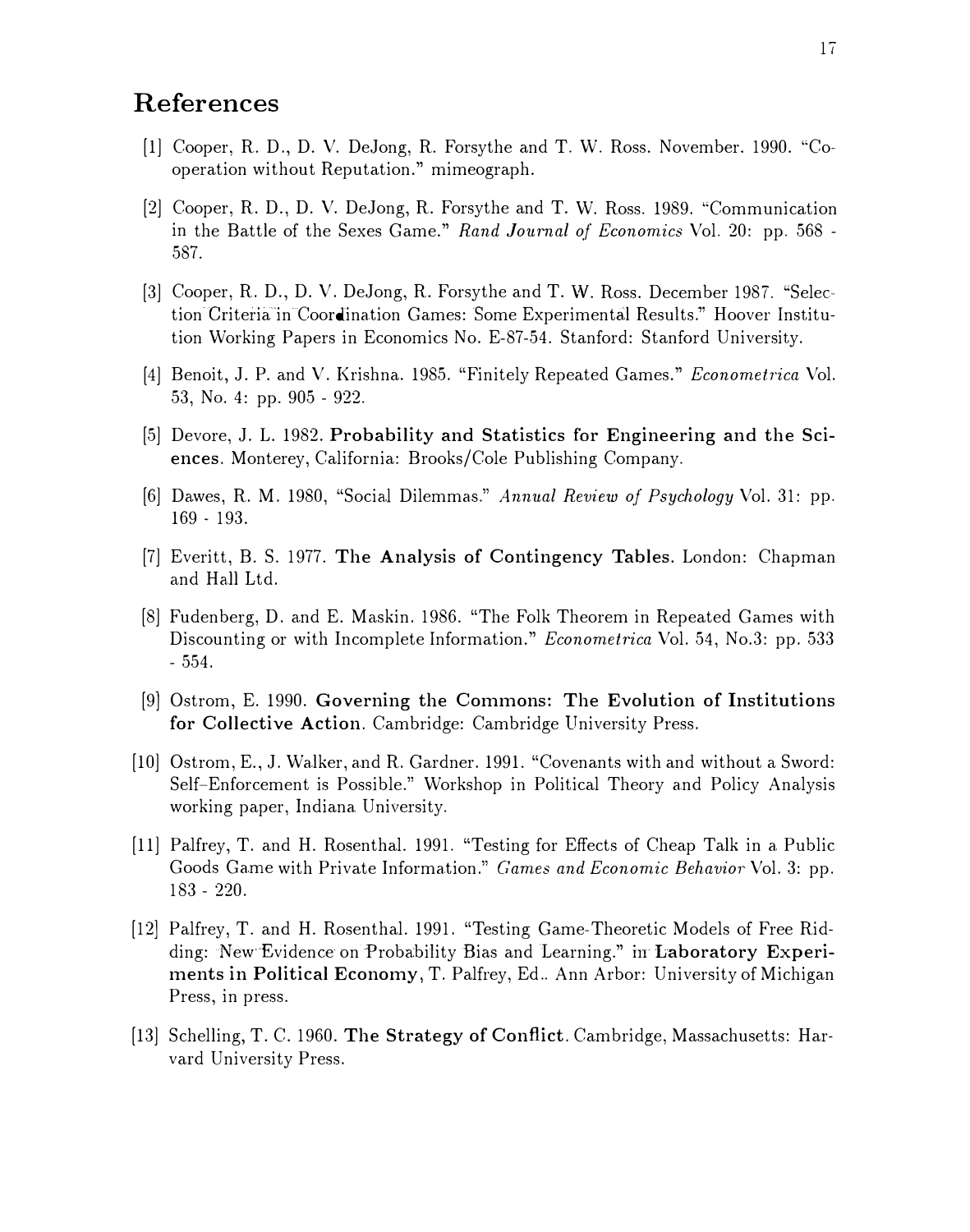# References

[1] Cooper, R. D., D. V. DeJong, R. Forsythe and T. W. Ross. November. 1990. "Cooperation without Reputation." mimeograph.

[2] Cooper, R. D., D. V. DeJong, R. Forsythe and T. W. Ross. 1989. "Communication in the Battle of the Sexes Game." *Rand Journal of Economics* Vol. 20: pp. 568 - 587.

[3] Cooper, R. D., D. V. DeJong, R. Forsythe and T. W. Ross. December 1987. "Selection Criteria in Coordination Games: Some Experimental Results." Hoover Institution Working Papers in Economics No. E-87-54. Stanford: Stanford University.

[4] Benoit, J. P. and V. Krishna. 1985. "Finitely Repeated Games." *Econometrica* Vol. 53, No. 4: pp. 905 - 922.

[5] Devore, J. L. 1982. **Probability and Statistics for Engineering and the Sciences**. Monterey, California: Brooks/Cole Publishing Company.

[6] Dawes, R. M. 1980, "Social Dilemmas." *Annual Review of Psychology* Vol. 31: pp. 169 - 193.

[7] Everitt, B. S. 1977. **The Analysis of Contingency Tables**. London: Chapman and Hall Ltd.

[8] Fudenberg, D. and E. Maskin. 1986. "The Folk Theorem in Repeated Games with Discounting or with Incomplete Information." *Econometrica* Vol. 54, No.3: pp. 533 - 554.

[9] Ostrom, E. 1990. **Governing the Commons: The Evolution of Institutions for Collective Action**. Cambridge: Cambridge University Press.

[10] Ostrom, E., J. Walker, and R. Gardner. 1991. "Covenants with and without a Sword: Self-Enforcement is Possible." Workshop in Political Theory and Policy Analysis working paper, Indiana University.

[11] Palfrey, T. and H. Rosenthal. 1991. "Testing for Effects of Cheap Talk in a Public Goods Game with Private Information." *Games and Economic Behavior* Vol. 3: pp. 183 - 220.

[12] Palfrey, T. and H. Rosenthal. 1991. "Testing Game-Theoretic Models of Free Ridding: New Evidence on Probability Bias and Learning." in **Laboratory Experiments in Political Economy**, T. Palfrey, Ed.. Ann Arbor: University of Michigan Press, in press.

[13] Schelling, T. C. 1960. **The Strategy of Conflict**. Cambridge, Massachusetts: Harvard University Press.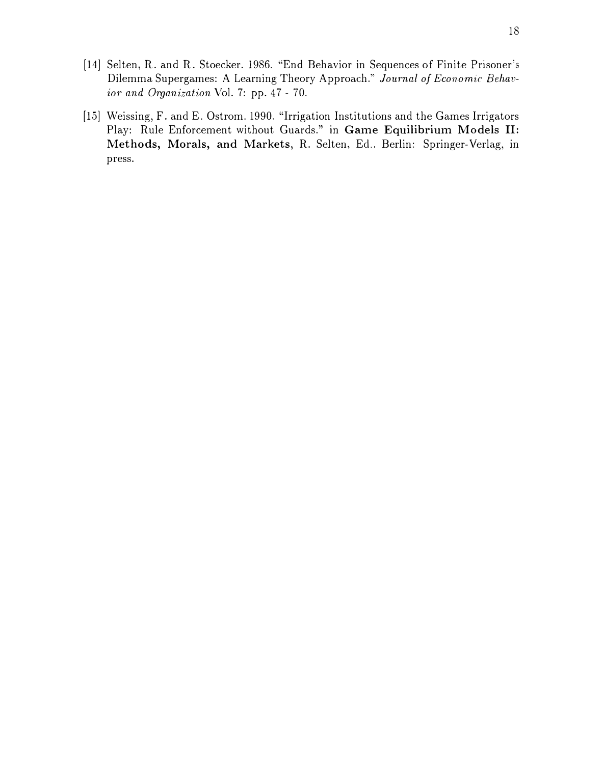[14] Selten, R. and R. Stoecker. 1986. "End Behavior in Sequences of Finite Prisoner's Dilemma Supergames: A Learning Theory Approach." *Journal of Economic Behavior and Organization* Vol. 7: pp. 47 - 70.

[15] Weissing, F. and E. Ostrom. 1990. "Irrigation Institutions and the Games Irrigators Play: Rule Enforcement without Guards." in **Game Equilibrium Models II: Methods, Morals, and Markets**, R. Selten, Ed.. Berlin: Springer-Verlag, in press.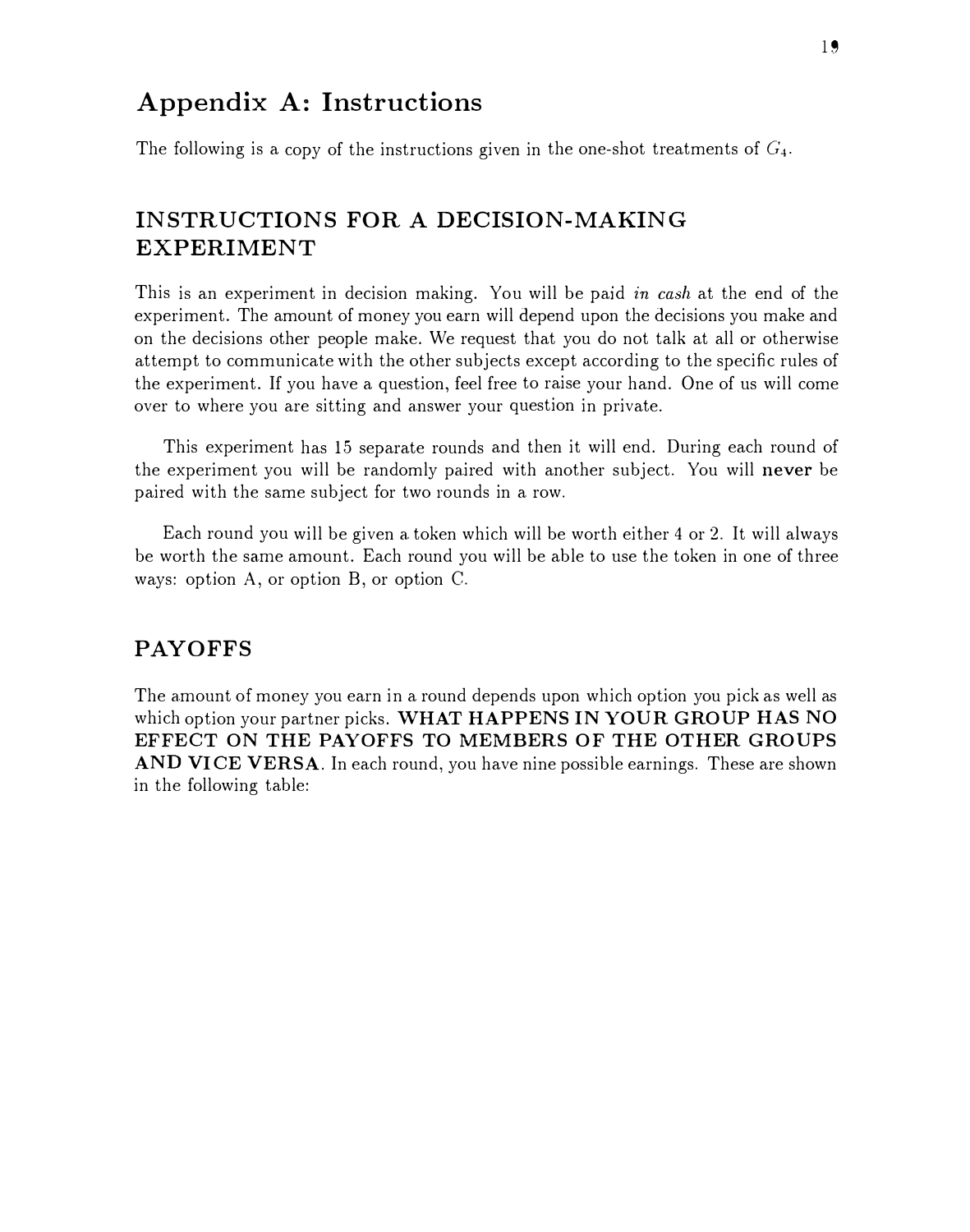# Appendix A: Instructions

The following is a copy of the instructions given in the one-shot treatments of $G_4$.

## INSTRUCTIONS FOR A DECISION-MAKING EXPERIMENT

This is an experiment in decision making. You will be paid *in cash* at the end of the experiment. The amount of money you earn will depend upon the decisions you make and on the decisions other people make. We request that you do not talk at all or otherwise attempt to communicate with the other subjects except according to the specific rules of the experiment. If you have a question, feel free to raise your hand. One of us will come over to where you are sitting and answer your question in private.

This experiment has 15 separate rounds and then it will end. During each round of the experiment you will be randomly paired with another subject. You will **never** be paired with the same subject for two rounds in a row.

Each round you will be given a token which will be worth either 4 or 2. It will always be worth the same amount. Each round you will be able to use the token in one of three ways: option A, or option B, or option C.

## PAYOFFS

The amount of money you earn in a round depends upon which option you pick as well as which option your partner picks. **WHAT HAPPENS IN YOUR GROUP HAS NO EFFECT ON THE PAYOFFS TO MEMBERS OF THE OTHER GROUPS AND VICE VERSA**. In each round, you have nine possible earnings. These are shown in the following table: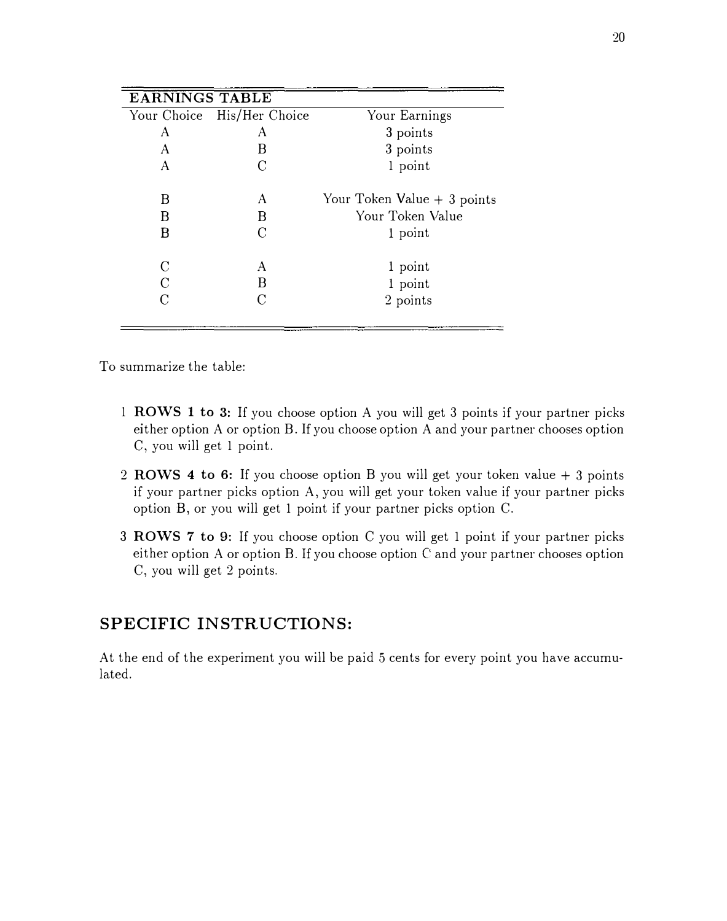| EARNINGS TABLE | | |
|---|---|---|
| Your Choice | His/Her Choice | Your Earnings |
| A | A | 3 points |
| A | B | 3 points |
| A | C | 1 point |
| B | A | Your Token Value + 3 points |
| B | B | Your Token Value |
| B | C | 1 point |
| C | A | 1 point |
| C | B | 1 point |
| C | C | 2 points |

To summarize the table:

1 **ROWS 1 to 3:** If you choose option A you will get 3 points if your partner picks either option A or option B. If you choose option A and your partner chooses option C, you will get 1 point.

2 **ROWS 4 to 6:** If you choose option B you will get your token value + 3 points if your partner picks option A, you will get your token value if your partner picks option B, or you will get 1 point if your partner picks option C.

3 **ROWS 7 to 9:** If you choose option C you will get 1 point if your partner picks either option A or option B. If you choose option C and your partner chooses option C, you will get 2 points.

## SPECIFIC INSTRUCTIONS:

At the end of the experiment you will be paid 5 cents for every point you have accumulated.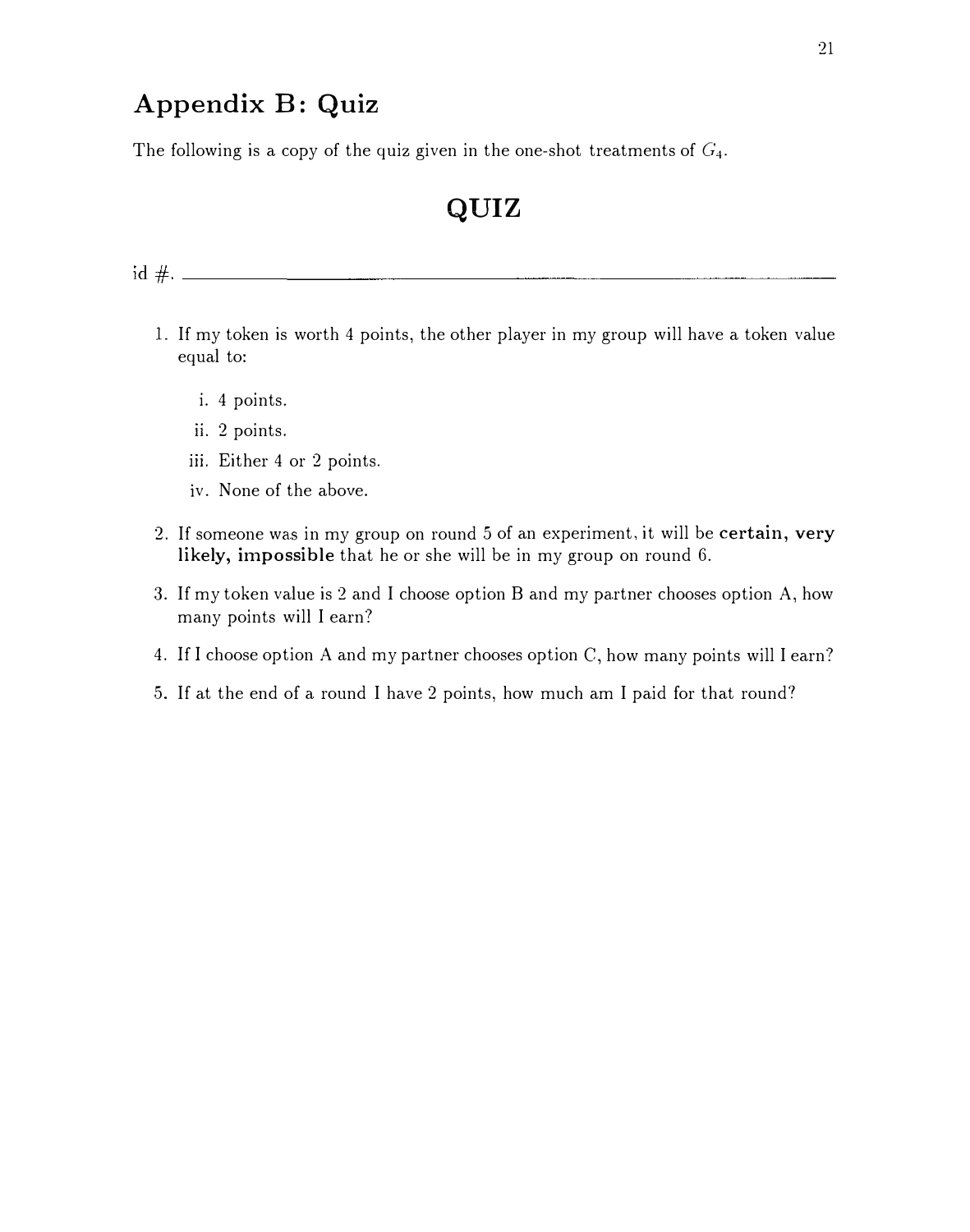## Appendix B: Quiz

The following is a copy of the quiz given in the one-shot treatments of $G_4$.

# QUIZ

id #. ____________________________________________

1. If my token is worth 4 points, the other player in my group will have a token value equal to:

   i. 4 points.

   ii. 2 points.

   iii. Either 4 or 2 points.

   iv. None of the above.

2. If someone was in my group on round 5 of an experiment, it will be **certain, very likely, impossible** that he or she will be in my group on round 6.

3. If my token value is 2 and I choose option B and my partner chooses option A, how many points will I earn?

4. If I choose option A and my partner chooses option C, how many points will I earn?

5. If at the end of a round I have 2 points, how much am I paid for that round?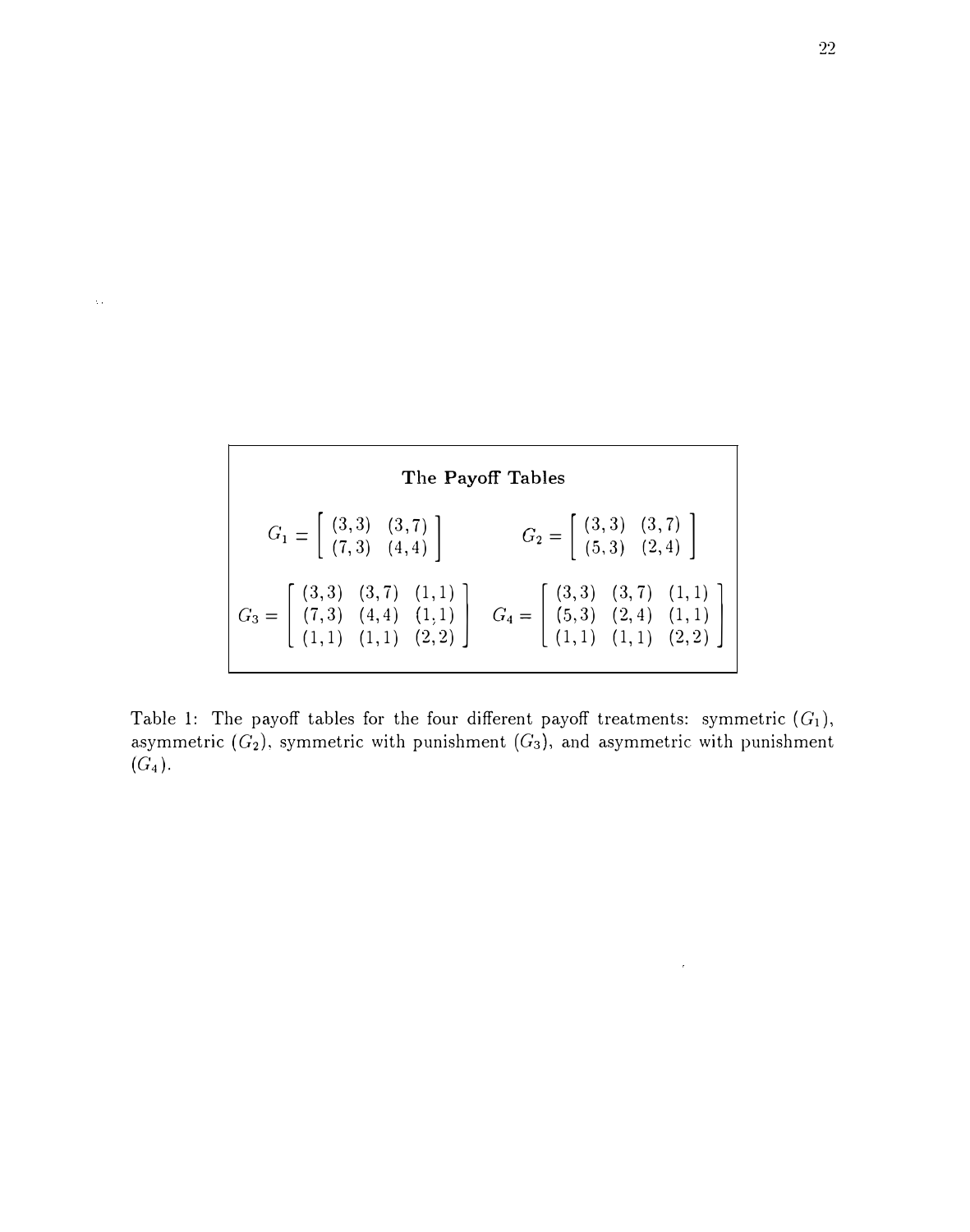**The Payoff Tables**

$$G_1 = \begin{bmatrix} (3,3) & (3,7) \\ (7,3) & (4,4) \end{bmatrix} \qquad G_2 = \begin{bmatrix} (3,3) & (3,7) \\ (5,3) & (2,4) \end{bmatrix}$$

$$G_3 = \begin{bmatrix} (3,3) & (3,7) & (1,1) \\ (7,3) & (4,4) & (1,1) \\ (1,1) & (1,1) & (2,2) \end{bmatrix} \quad G_4 = \begin{bmatrix} (3,3) & (3,7) & (1,1) \\ (5,3) & (2,4) & (1,1) \\ (1,1) & (1,1) & (2,2) \end{bmatrix}$$

Table 1: The payoff tables for the four different payoff treatments: symmetric ($G_1$), asymmetric ($G_2$), symmetric with punishment ($G_3$), and asymmetric with punishment ($G_4$).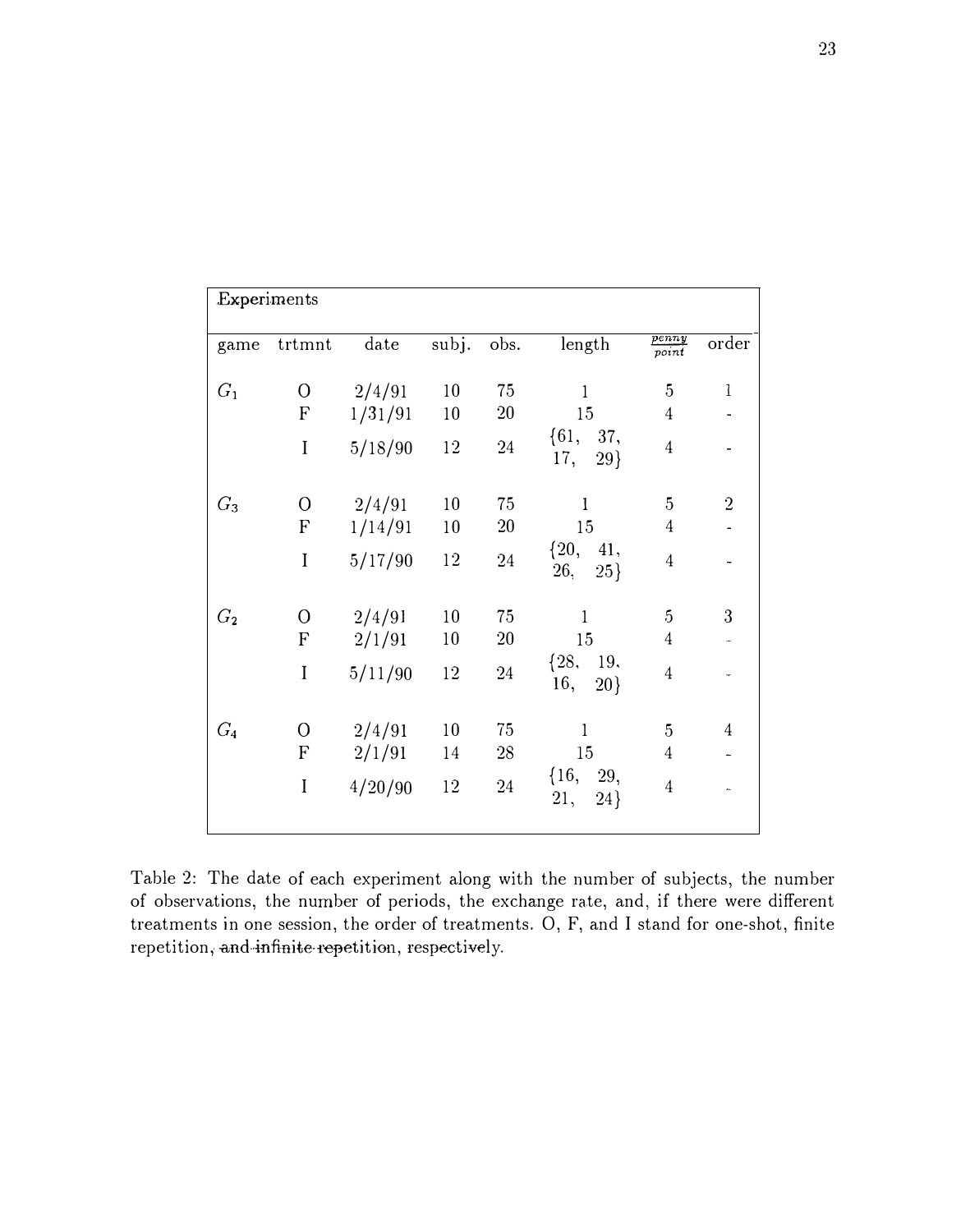| Experiments | | | | | | | |
|---|---|---|---|---|---|---|---|
| game | trtmnt | date | subj. | obs. | length | $\frac{penny}{point}$ | order |
| $G_1$ | O | 2/4/91 | 10 | 75 | 1 | 5 | 1 |
| | F | 1/31/91 | 10 | 20 | 15 | 4 | - |
| | I | 5/18/90 | 12 | 24 | {61, 37, 17, 29} | 4 | - |
| $G_3$ | O | 2/4/91 | 10 | 75 | 1 | 5 | 2 |
| | F | 1/14/91 | 10 | 20 | 15 | 4 | - |
| | I | 5/17/90 | 12 | 24 | {20, 41, 26, 25} | 4 | - |
| $G_2$ | O | 2/4/91 | 10 | 75 | 1 | 5 | 3 |
| | F | 2/1/91 | 10 | 20 | 15 | 4 | - |
| | I | 5/11/90 | 12 | 24 | {28, 19, 16, 20} | 4 | - |
| $G_4$ | O | 2/4/91 | 10 | 75 | 1 | 5 | 4 |
| | F | 2/1/91 | 14 | 28 | 15 | 4 | - |
| | I | 4/20/90 | 12 | 24 | {16, 29, 21, 24} | 4 | - |

Table 2: The date of each experiment along with the number of subjects, the number of observations, the number of periods, the exchange rate, and, if there were different treatments in one session, the order of treatments. O, F, and I stand for one-shot, finite repetition, ~~and infinite repetition~~, respectively.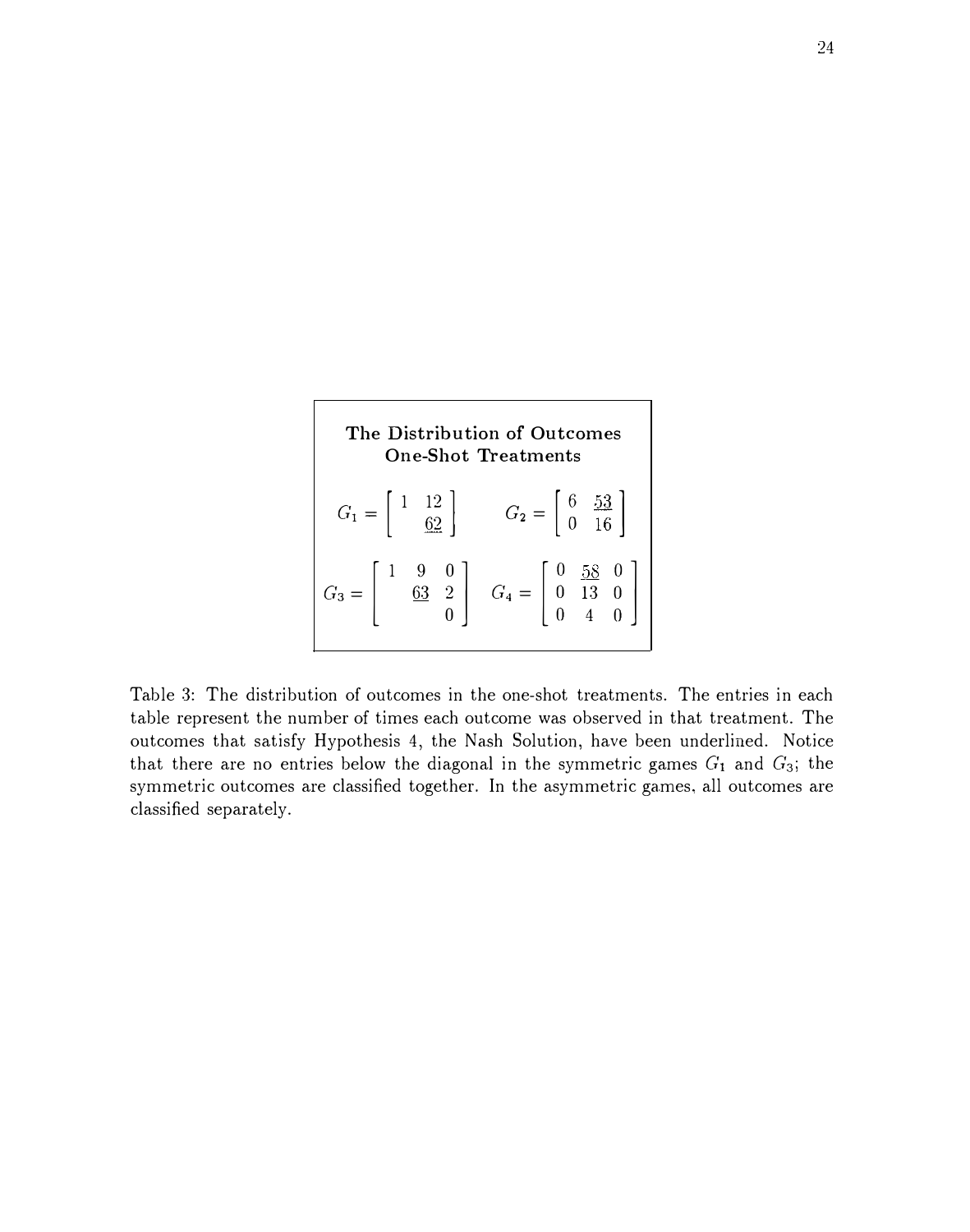**The Distribution of Outcomes**
**One-Shot Treatments**

$$G_1 = \begin{bmatrix} 1 & 12 \\ & \underline{62} \end{bmatrix} \qquad G_2 = \begin{bmatrix} 6 & \underline{53} \\ 0 & 16 \end{bmatrix}$$

$$G_3 = \begin{bmatrix} 1 & 9 & 0 \\ & \underline{63} & 2 \\ & & 0 \end{bmatrix} \quad G_4 = \begin{bmatrix} 0 & \underline{58} & 0 \\ 0 & 13 & 0 \\ 0 & 4 & 0 \end{bmatrix}$$

Table 3: The distribution of outcomes in the one-shot treatments. The entries in each table represent the number of times each outcome was observed in that treatment. The outcomes that satisfy Hypothesis 4, the Nash Solution, have been underlined. Notice that there are no entries below the diagonal in the symmetric games $G_1$ and $G_3$; the symmetric outcomes are classified together. In the asymmetric games, all outcomes are classified separately.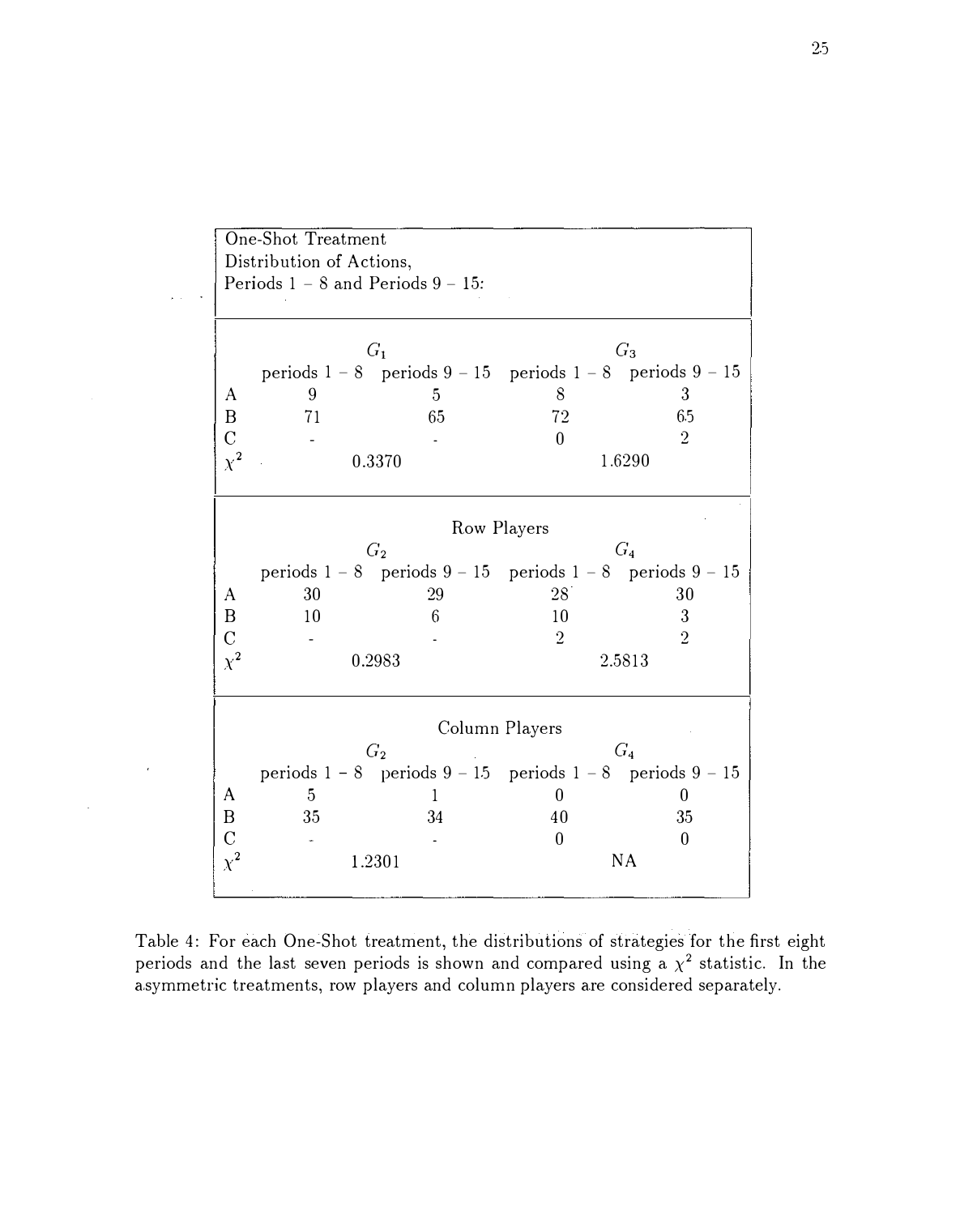| One-Shot Treatment<br>Distribution of Actions,<br>Periods 1 – 8 and Periods 9 – 15: | | | | |
|---|---|---|---|---|
| | $G_1$ | | $G_3$ | |
| | periods 1 – 8 | periods 9 – 15 | periods 1 – 8 | periods 9 – 15 |
| A | 9 | 5 | 8 | 3 |
| B | 71 | 65 | 72 | 65 |
| C | - | - | 0 | 2 |
| $\chi^2$ | 0.3370 | | 1.6290 | |
| | **Row Players** | | | |
| | $G_2$ | | $G_4$ | |
| | periods 1 – 8 | periods 9 – 15 | periods 1 – 8 | periods 9 – 15 |
| A | 30 | 29 | 28 | 30 |
| B | 10 | 6 | 10 | 3 |
| C | - | - | 2 | 2 |
| $\chi^2$ | 0.2983 | | 2.5813 | |
| | **Column Players** | | | |
| | $G_2$ | | $G_4$ | |
| | periods 1 – 8 | periods 9 – 15 | periods 1 – 8 | periods 9 – 15 |
| A | 5 | 1 | 0 | 0 |
| B | 35 | 34 | 40 | 35 |
| C | - | - | 0 | 0 |
| $\chi^2$ | 1.2301 | | NA | |

Table 4: For each One-Shot treatment, the distributions of strategies for the first eight periods and the last seven periods is shown and compared using a $\chi^2$ statistic. In the asymmetric treatments, row players and column players are considered separately.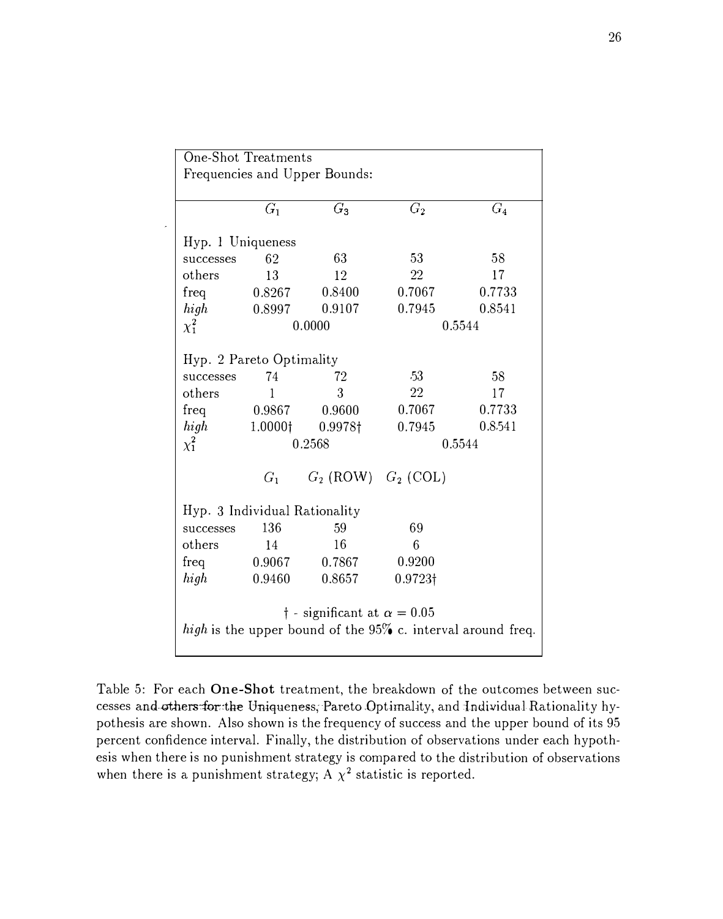| One-Shot Treatments<br>Frequencies and Upper Bounds: | | | | |
|---|---|---|---|---|
| | $G_1$ | $G_3$ | $G_2$ | $G_4$ |
| Hyp. 1 Uniqueness | | | | |
| successes | 62 | 63 | 53 | 58 |
| others | 13 | 12 | 22 | 17 |
| freq | 0.8267 | 0.8400 | 0.7067 | 0.7733 |
| *high* | 0.8997 | 0.9107 | 0.7945 | 0.8541 |
| $\chi^2_1$ | 0.0000 | | 0.5544 | |
| Hyp. 2 Pareto Optimality | | | | |
| successes | 74 | 72 | 53 | 58 |
| others | 1 | 3 | 22 | 17 |
| freq | 0.9867 | 0.9600 | 0.7067 | 0.7733 |
| *high* | 1.0000† | 0.9978† | 0.7945 | 0.8541 |
| $\chi^2_1$ | 0.2568 | | 0.5544 | |
| | $G_1$ | $G_2$ (ROW) | $G_2$ (COL) | |
| Hyp. 3 Individual Rationality | | | | |
| successes | 136 | 59 | 69 | |
| others | 14 | 16 | 6 | |
| freq | 0.9067 | 0.7867 | 0.9200 | |
| *high* | 0.9460 | 0.8657 | 0.9723† | |

† - significant at $\alpha = 0.05$

*high* is the upper bound of the 95% c. interval around freq.

Table 5: For each **One-Shot** treatment, the breakdown of the outcomes between successes and others for the Uniqueness, Pareto Optimality, and Individual Rationality hypothesis are shown. Also shown is the frequency of success and the upper bound of its 95 percent confidence interval. Finally, the distribution of observations under each hypothesis when there is no punishment strategy is compared to the distribution of observations when there is a punishment strategy; A $\chi^2$ statistic is reported.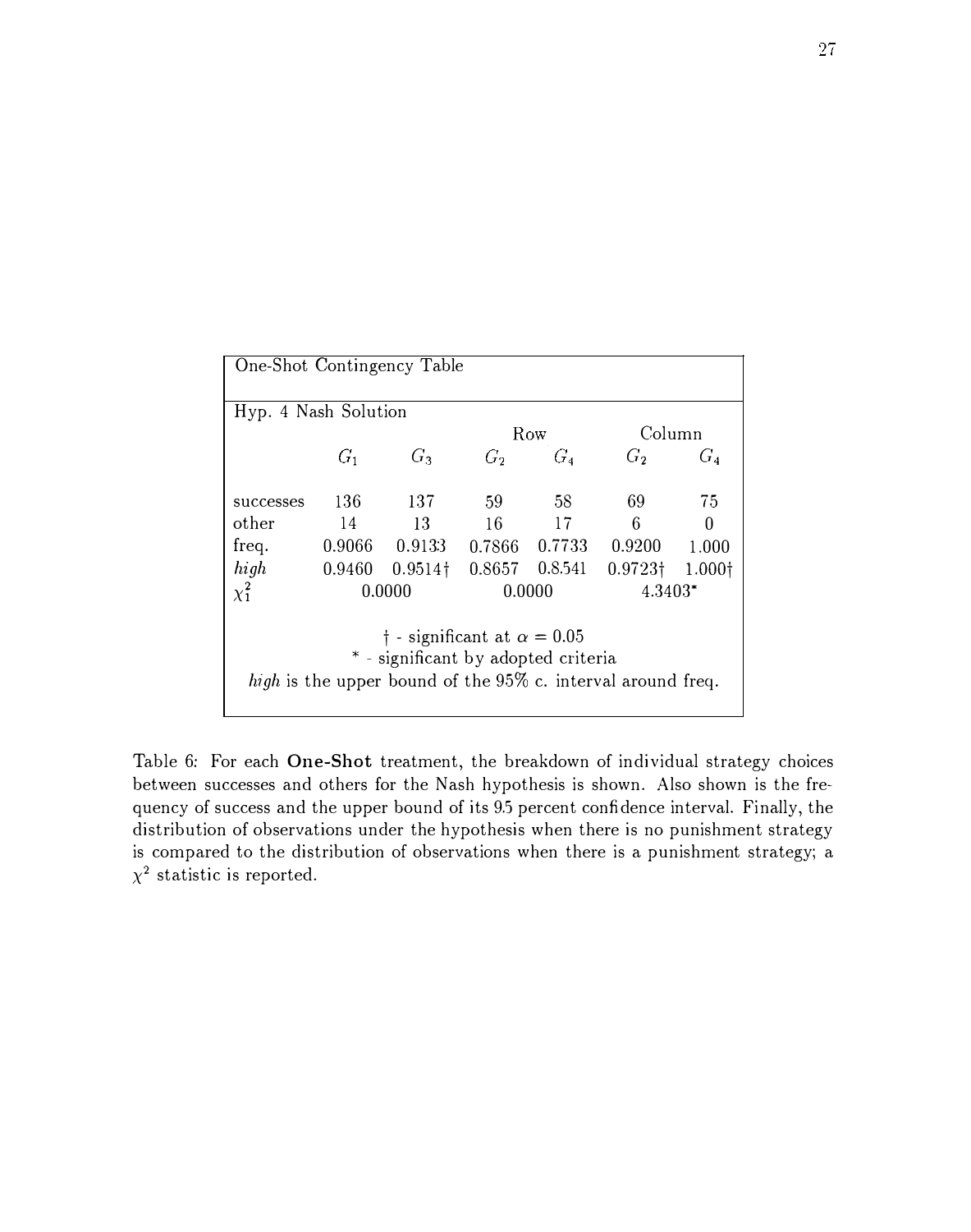| One-Shot Contingency Table | | | | | | |
|---|---|---|---|---|---|---|
| Hyp. 4 Nash Solution | | | | | | |
| | | | Row | | Column | |
| | $G_1$ | $G_3$ | $G_2$ | $G_4$ | $G_2$ | $G_4$ |
| successes | 136 | 137 | 59 | 58 | 69 | 75 |
| other | 14 | 13 | 16 | 17 | 6 | 0 |
| freq. | 0.9066 | 0.9133 | 0.7866 | 0.7733 | 0.9200 | 1.000 |
| *high* | 0.9460 | 0.9514† | 0.8657 | 0.8.541 | 0.9723† | 1.000† |
| $\chi^2_1$ | 0.0000 | | 0.0000 | | 4.3403* | |

† - significant at $\alpha = 0.05$

\* - significant by adopted criteria

*high* is the upper bound of the 95% c. interval around freq.

Table 6: For each **One-Shot** treatment, the breakdown of individual strategy choices between successes and others for the Nash hypothesis is shown. Also shown is the frequency of success and the upper bound of its 9.5 percent confidence interval. Finally, the distribution of observations under the hypothesis when there is no punishment strategy is compared to the distribution of observations when there is a punishment strategy; a $\chi^2$ statistic is reported.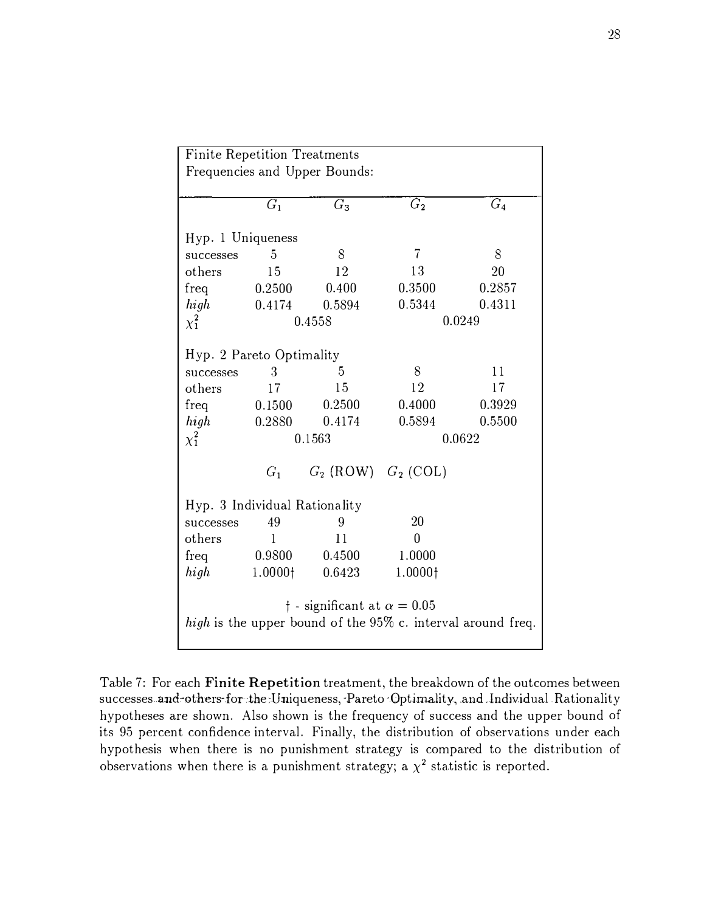| Finite Repetition Treatments<br>Frequencies and Upper Bounds: | | | | |
|---|---|---|---|---|
| | $G_1$ | $G_3$ | $G_2$ | $G_4$ |
| Hyp. 1 Uniqueness | | | | |
| successes | 5 | 8 | 7 | 8 |
| others | 15 | 12 | 13 | 20 |
| freq | 0.2500 | 0.400 | 0.3500 | 0.2857 |
| *high* | 0.4174 | 0.5894 | 0.5344 | 0.4311 |
| $\chi_1^2$ | 0.4558 | | 0.0249 | |
| Hyp. 2 Pareto Optimality | | | | |
| successes | 3 | 5 | 8 | 11 |
| others | 17 | 15 | 12 | 17 |
| freq | 0.1500 | 0.2500 | 0.4000 | 0.3929 |
| *high* | 0.2880 | 0.4174 | 0.5894 | 0.5500 |
| $\chi_1^2$ | 0.1563 | | 0.0622 | |
| | $G_1$ | $G_2$ (ROW) | $G_2$ (COL) | |
| Hyp. 3 Individual Rationality | | | | |
| successes | 49 | 9 | 20 | |
| others | 1 | 11 | 0 | |
| freq | 0.9800 | 0.4500 | 1.0000 | |
| *high* | 1.0000† | 0.6423 | 1.0000† | |

† - significant at $\alpha = 0.05$

*high* is the upper bound of the 95% c. interval around freq.

Table 7: For each **Finite Repetition** treatment, the breakdown of the outcomes between successes and others for the Uniqueness, Pareto Optimality, and Individual Rationality hypotheses are shown. Also shown is the frequency of success and the upper bound of its 95 percent confidence interval. Finally, the distribution of observations under each hypothesis when there is no punishment strategy is compared to the distribution of observations when there is a punishment strategy; a $\chi^2$ statistic is reported.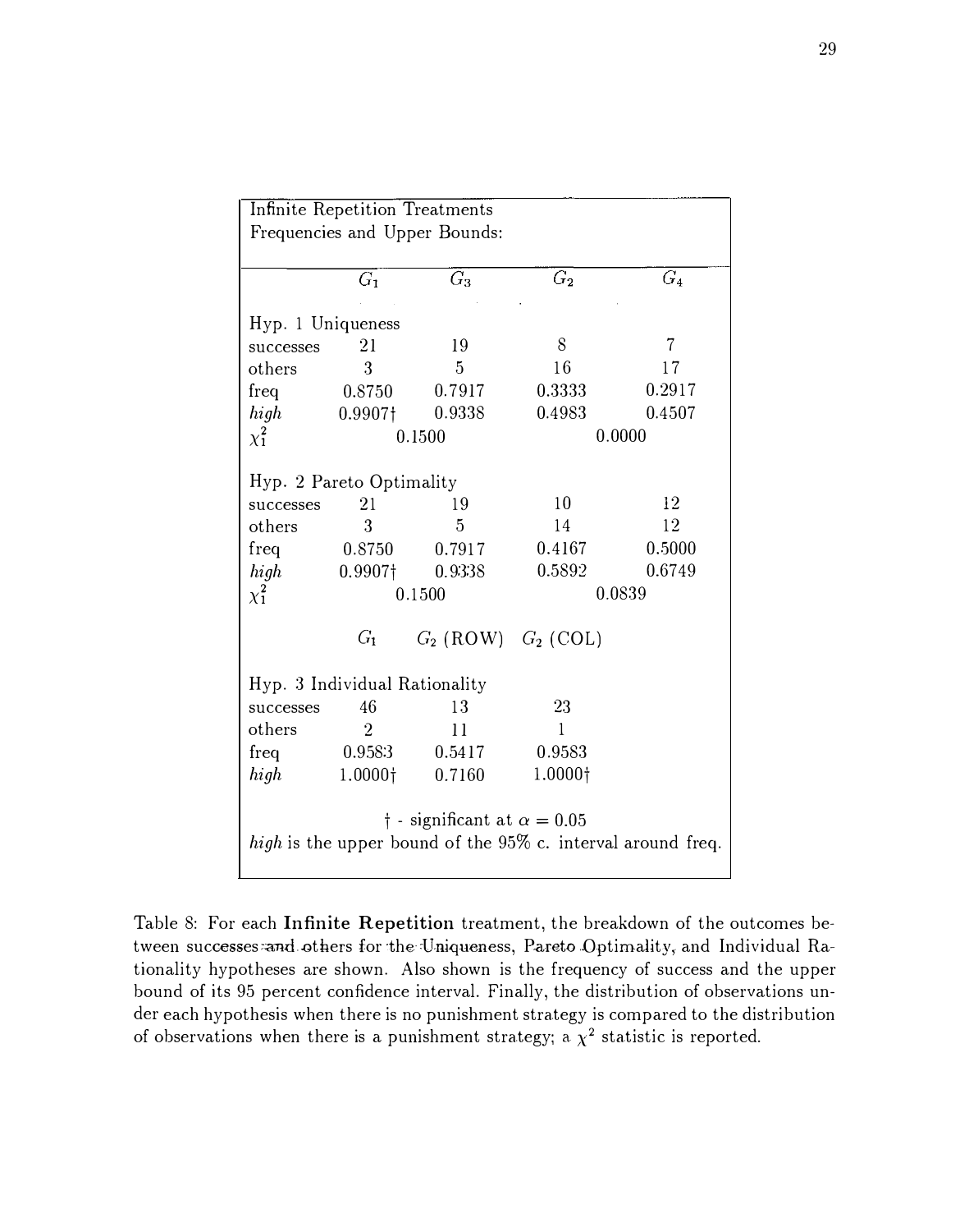| Infinite Repetition Treatments<br>Frequencies and Upper Bounds: | | | | |
|---|---|---|---|---|
| | $G_1$ | $G_3$ | $G_2$ | $G_4$ |
| Hyp. 1 Uniqueness | | | | |
| successes | 21 | 19 | 8 | 7 |
| others | 3 | 5 | 16 | 17 |
| freq | 0.8750 | 0.7917 | 0.3333 | 0.2917 |
| *high* | 0.9907† | 0.9338 | 0.4983 | 0.4507 |
| $\chi^2_1$ | 0.1500 | | 0.0000 | |
| Hyp. 2 Pareto Optimality | | | | |
| successes | 21 | 19 | 10 | 12 |
| others | 3 | 5 | 14 | 12 |
| freq | 0.8750 | 0.7917 | 0.4167 | 0.5000 |
| *high* | 0.9907† | 0.9338 | 0.5892 | 0.6749 |
| $\chi^2_1$ | 0.1500 | | 0.0839 | |
| | $G_1$ | $G_2$ (ROW) | $G_2$ (COL) | |
| Hyp. 3 Individual Rationality | | | | |
| successes | 46 | 13 | 23 | |
| others | 2 | 11 | 1 | |
| freq | 0.9583 | 0.5417 | 0.9583 | |
| *high* | 1.0000† | 0.7160 | 1.0000† | |

† - significant at $\alpha = 0.05$

*high* is the upper bound of the 95% c. interval around freq.

Table 8: For each **Infinite Repetition** treatment, the breakdown of the outcomes between successes and others for the Uniqueness, Pareto Optimality, and Individual Rationality hypotheses are shown. Also shown is the frequency of success and the upper bound of its 95 percent confidence interval. Finally, the distribution of observations under each hypothesis when there is no punishment strategy is compared to the distribution of observations when there is a punishment strategy; a $\chi^2$ statistic is reported.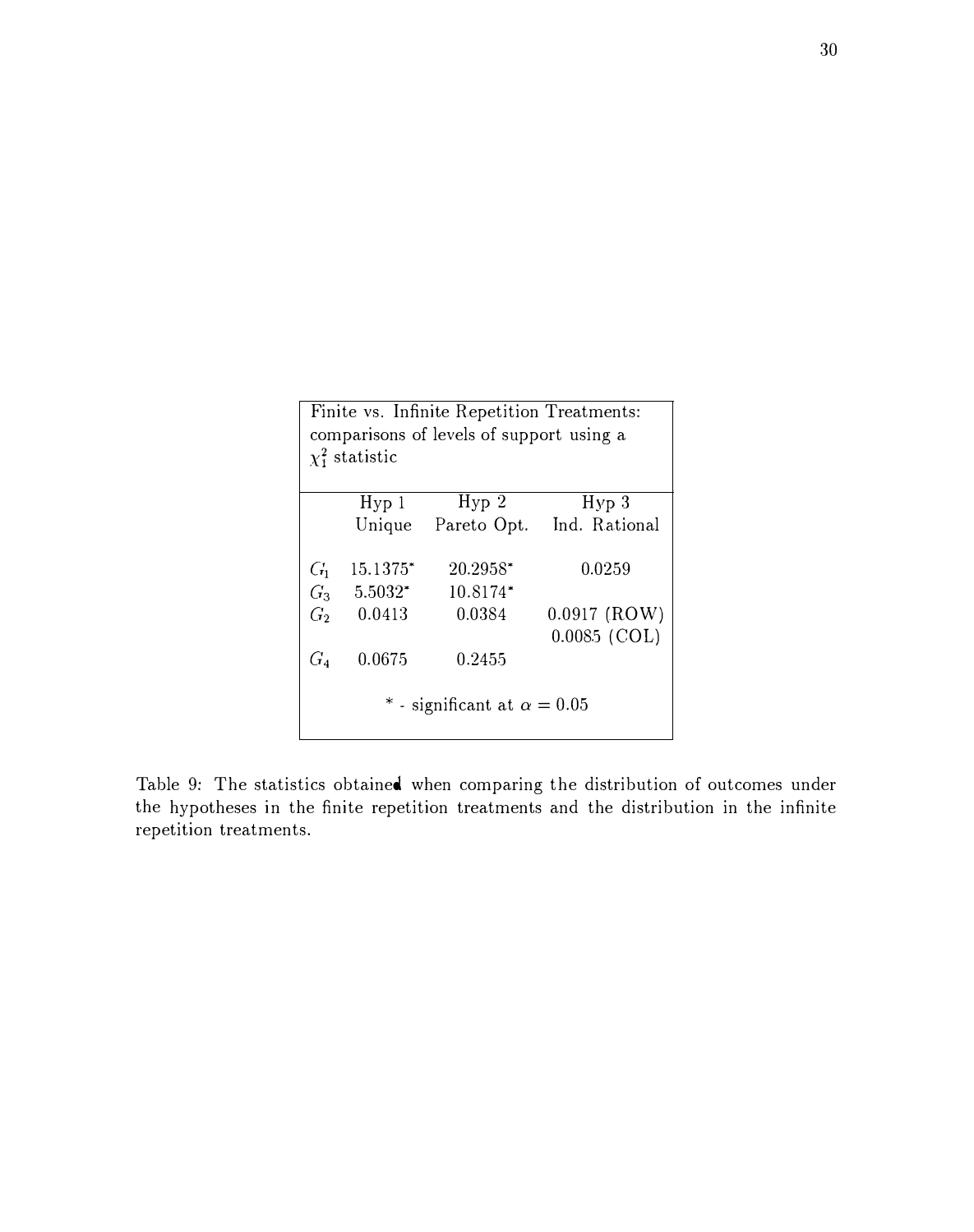Finite vs. Infinite Repetition Treatments: comparisons of levels of support using a $\chi_1^2$ statistic

| | Hyp 1 Unique | Hyp 2 Pareto Opt. | Hyp 3 Ind. Rational |
|---|---|---|---|
| $G_1$ | 15.1375* | 20.2958* | 0.0259 |
| $G_3$ | 5.5032* | 10.8174* | |
| $G_2$ | 0.0413 | 0.0384 | 0.0917 (ROW) 0.0085 (COL) |
| $G_4$ | 0.0675 | 0.2455 | |

* - significant at $\alpha = 0.05$

Table 9: The statistics obtained when comparing the distribution of outcomes under the hypotheses in the finite repetition treatments and the distribution in the infinite repetition treatments.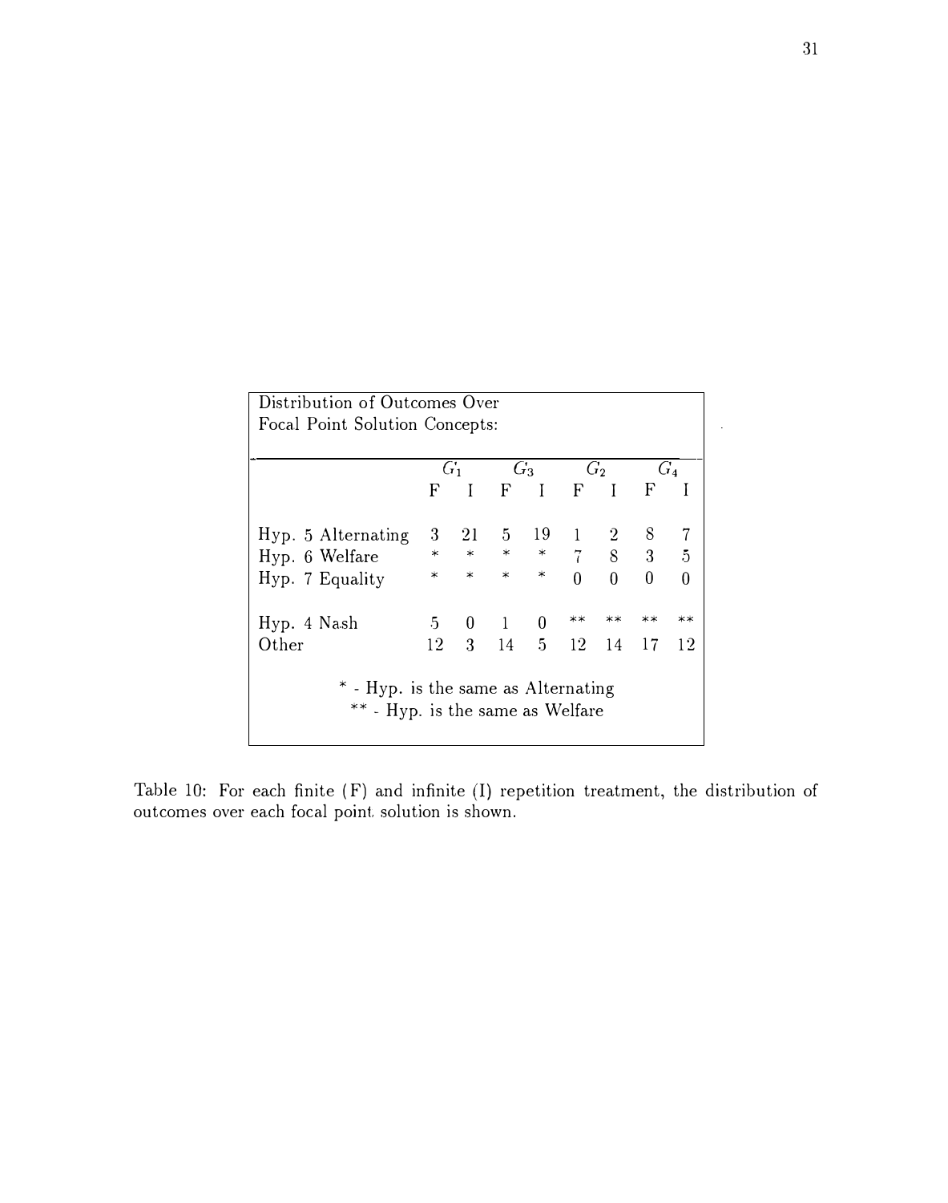Distribution of Outcomes Over Focal Point Solution Concepts:

| | $G_1$ | | $G_3$ | | $G_2$ | | $G_4$ | |
|---|---|---|---|---|---|---|---|---|
| | F | I | F | I | F | I | F | I |
| Hyp. 5 Alternating | 3 | 21 | 5 | 19 | 1 | 2 | 8 | 7 |
| Hyp. 6 Welfare | * | * | * | * | 7 | 8 | 3 | 5 |
| Hyp. 7 Equality | * | * | * | * | 0 | 0 | 0 | 0 |
| Hyp. 4 Nash | 5 | 0 | 1 | 0 | ** | ** | ** | ** |
| Other | 12 | 3 | 14 | 5 | 12 | 14 | 17 | 12 |

* - Hyp. is the same as Alternating

** - Hyp. is the same as Welfare

Table 10: For each finite (F) and infinite (I) repetition treatment, the distribution of outcomes over each focal point solution is shown.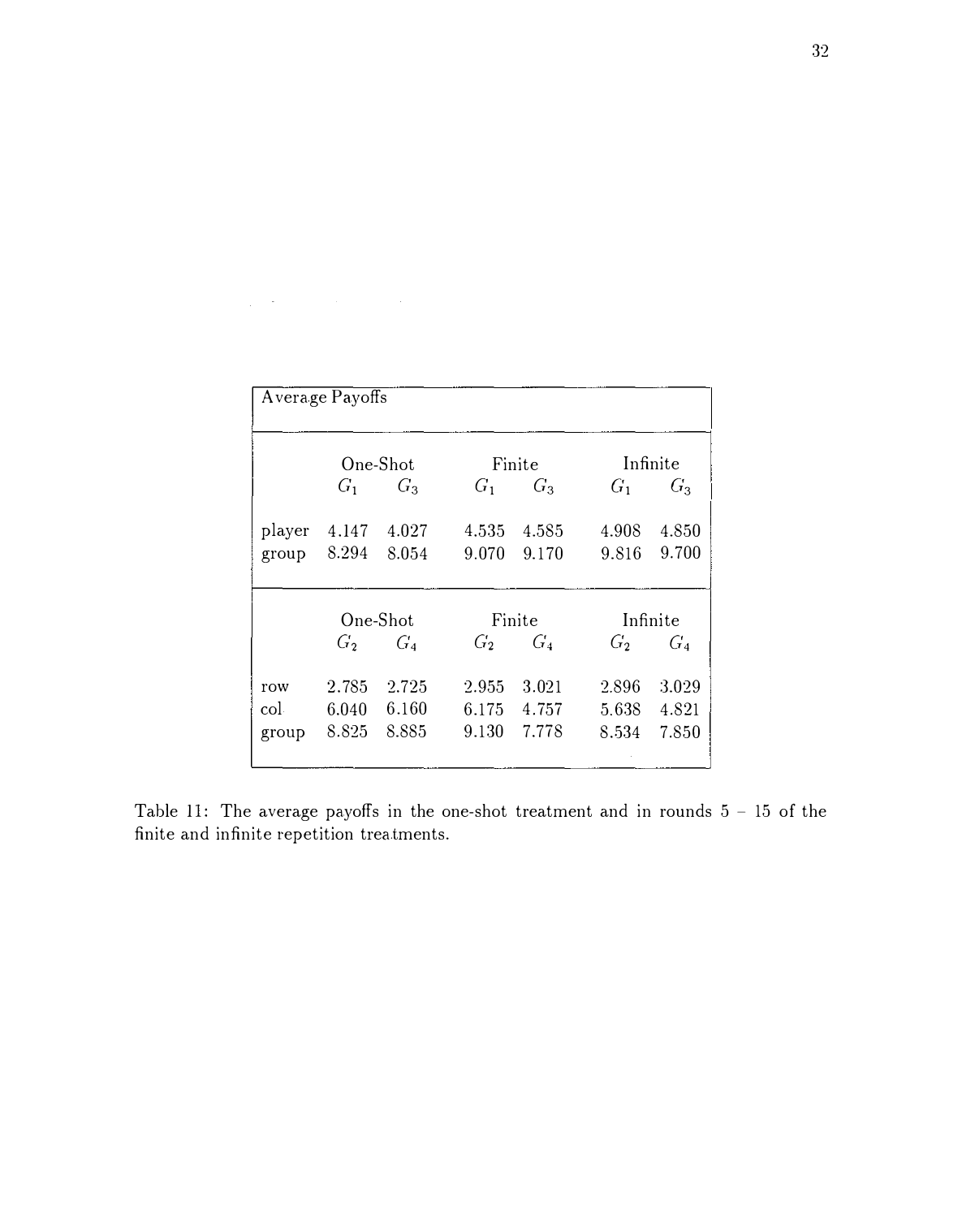| Average Payoffs | | | | | | |
|---|---|---|---|---|---|---|
| | One-Shot | | Finite | | Infinite | |
| | $G_1$ | $G_3$ | $G_1$ | $G_3$ | $G_1$ | $G_3$ |
| player | 4.147 | 4.027 | 4.535 | 4.585 | 4.908 | 4.850 |
| group | 8.294 | 8.054 | 9.070 | 9.170 | 9.816 | 9.700 |
| | One-Shot | | Finite | | Infinite | |
| | $G_2$ | $G_4$ | $G_2$ | $G_4$ | $G_2$ | $G_4$ |
| row | 2.785 | 2.725 | 2.955 | 3.021 | 2.896 | 3.029 |
| col | 6.040 | 6.160 | 6.175 | 4.757 | 5.638 | 4.821 |
| group | 8.825 | 8.885 | 9.130 | 7.778 | 8.534 | 7.850 |

Table 11: The average payoffs in the one-shot treatment and in rounds 5 – 15 of the finite and infinite repetition treatments.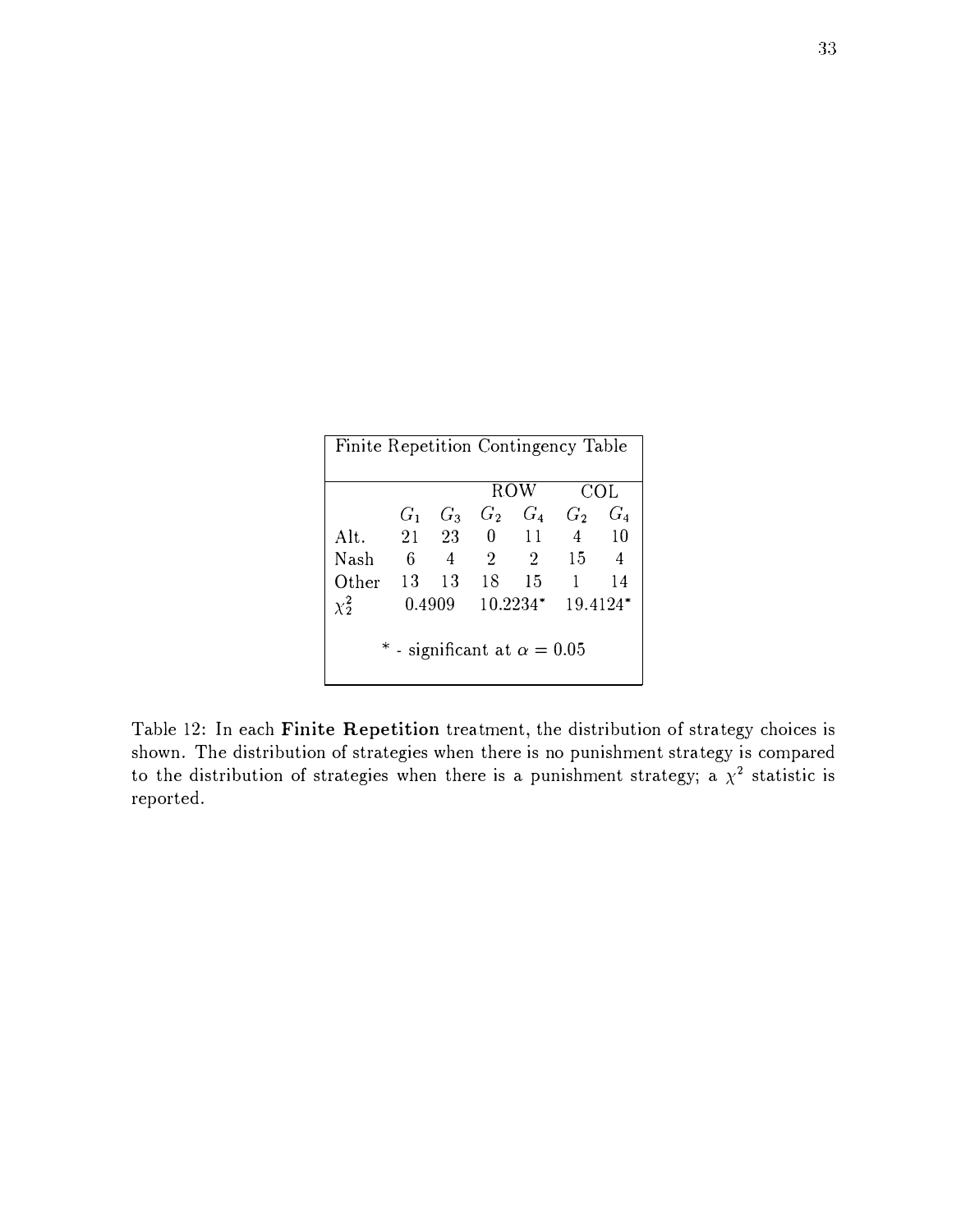| Finite Repetition Contingency Table | | | | | | |
|---|---|---|---|---|---|---|
| | | | ROW | | COL | |
| | $G_1$ | $G_3$ | $G_2$ | $G_4$ | $G_2$ | $G_4$ |
| Alt. | 21 | 23 | 0 | 11 | 4 | 10 |
| Nash | 6 | 4 | 2 | 2 | 15 | 4 |
| Other | 13 | 13 | 18 | 15 | 1 | 14 |
| $\chi_2^2$ | 0.4909 | | 10.2234* | | 19.4124* | |

\* - significant at $\alpha = 0.05$

Table 12: In each **Finite Repetition** treatment, the distribution of strategy choices is shown. The distribution of strategies when there is no punishment strategy is compared to the distribution of strategies when there is a punishment strategy; a $\chi^2$ statistic is reported.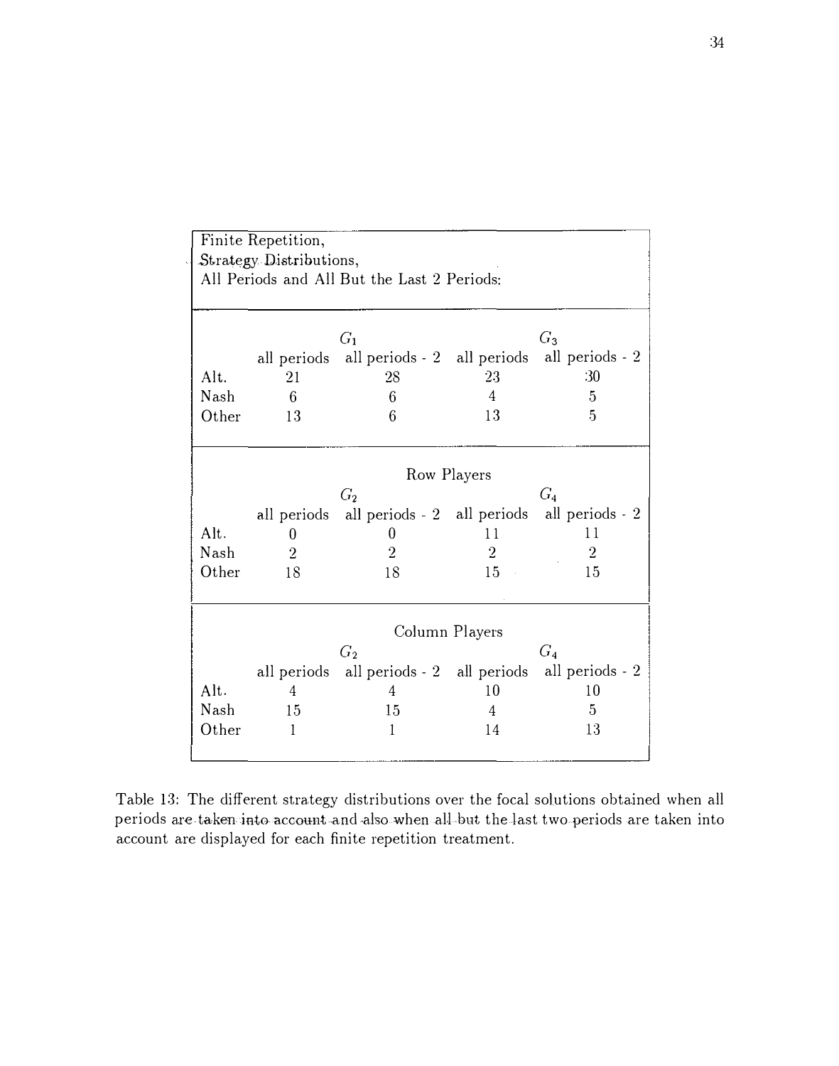| Finite Repetition, Strategy Distributions, All Periods and All But the Last 2 Periods: | | | | |
|---|---|---|---|---|
| | $G_1$ | | $G_3$ | |
| | all periods | all periods - 2 | all periods | all periods - 2 |
| Alt. | 21 | 28 | 23 | 30 |
| Nash | 6 | 6 | 4 | 5 |
| Other | 13 | 6 | 13 | 5 |
| | Row Players | | | |
| | $G_2$ | | $G_4$ | |
| | all periods | all periods - 2 | all periods | all periods - 2 |
| Alt. | 0 | 0 | 11 | 11 |
| Nash | 2 | 2 | 2 | 2 |
| Other | 18 | 18 | 15 | 15 |
| | Column Players | | | |
| | $G_2$ | | $G_4$ | |
| | all periods | all periods - 2 | all periods | all periods - 2 |
| Alt. | 4 | 4 | 10 | 10 |
| Nash | 15 | 15 | 4 | 5 |
| Other | 1 | 1 | 14 | 13 |

Table 13: The different strategy distributions over the focal solutions obtained when all periods are taken into account and also when all but the last two periods are taken into account are displayed for each finite repetition treatment.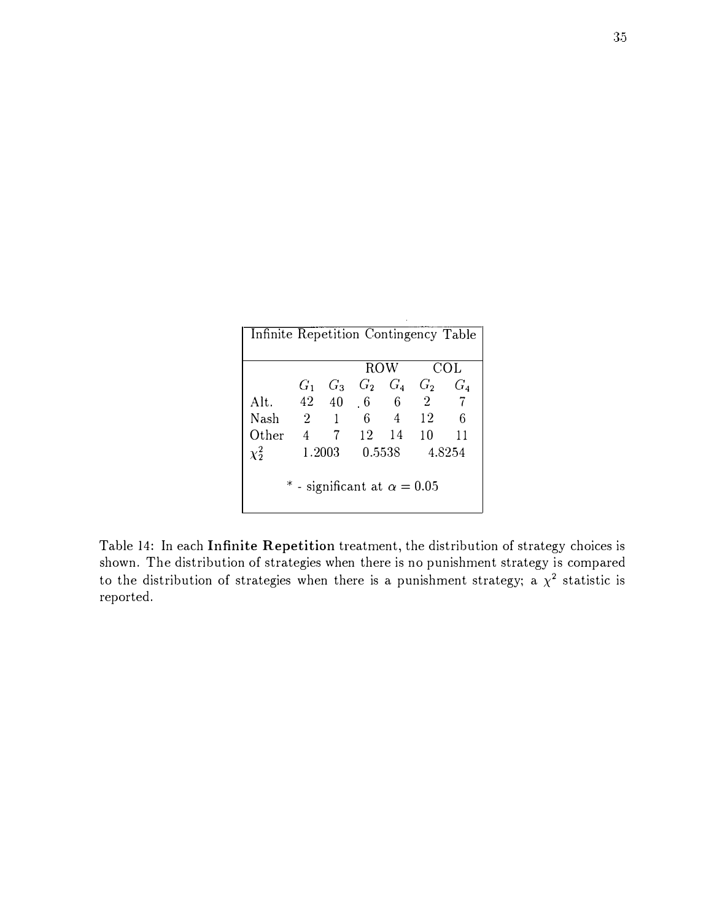| Infinite Repetition Contingency Table | | | | | | |
|---|---|---|---|---|---|---|
| | | | ROW | | COL | |
| | $G_1$ | $G_3$ | $G_2$ | $G_4$ | $G_2$ | $G_4$ |
| Alt. | 42 | 40 | 6 | 6 | 2 | 7 |
| Nash | 2 | 1 | 6 | 4 | 12 | 6 |
| Other | 4 | 7 | 12 | 14 | 10 | 11 |
| $\chi^2_2$ | 1.2003 | | 0.5538 | | 4.8254 | |
| * - significant at $\alpha = 0.05$ | | | | | | |

Table 14: In each **Infinite Repetition** treatment, the distribution of strategy choices is shown. The distribution of strategies when there is no punishment strategy is compared to the distribution of strategies when there is a punishment strategy; a $\chi^2$ statistic is reported.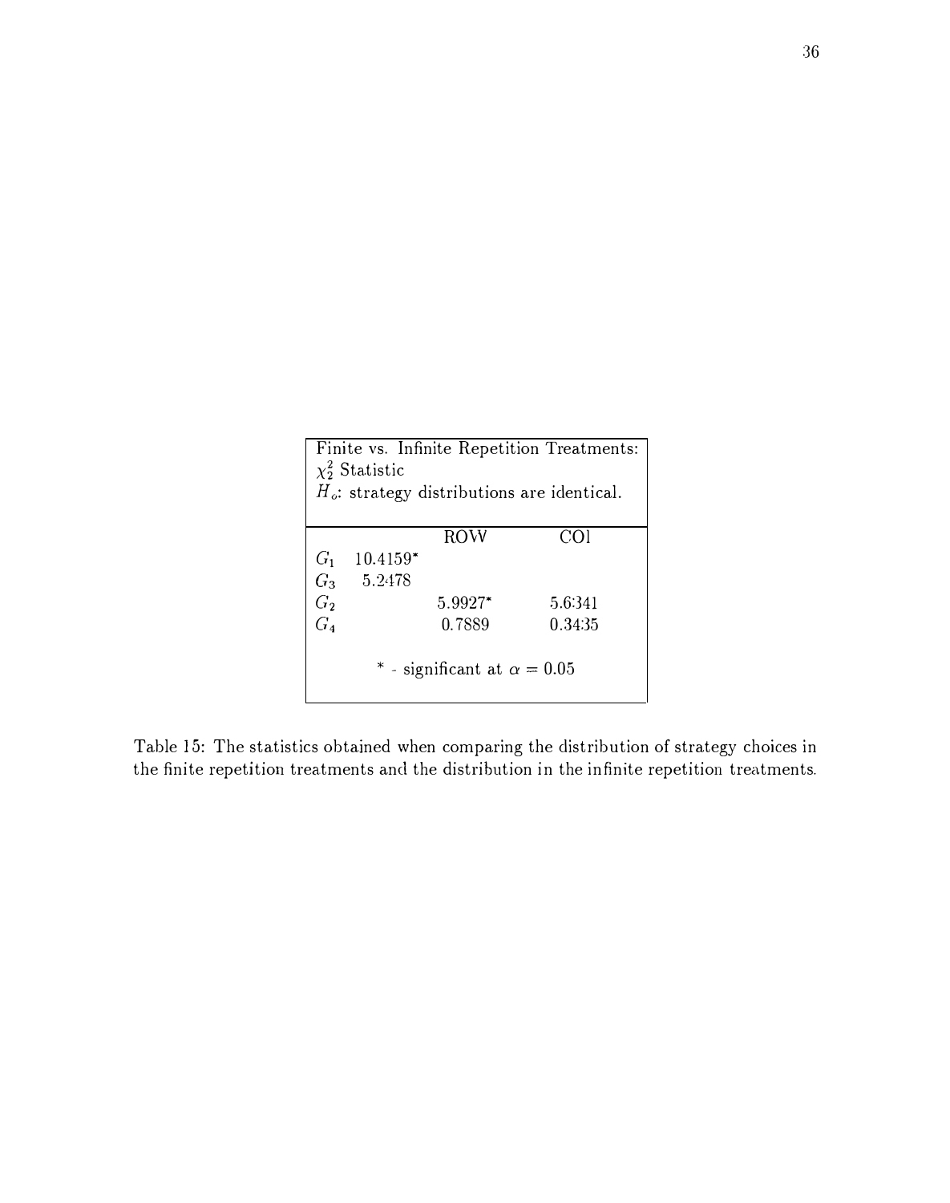Finite vs. Infinite Repetition Treatments:
$\chi^2_2$ Statistic
$H_o$: strategy distributions are identical.

| | | ROW | COl |
|---|---|---|---|
| $G_1$ | 10.4159* | | |
| $G_3$ | 5.2478 | | |
| $G_2$ | | 5.9927* | 5.6341 |
| $G_4$ | | 0.7889 | 0.3435 |

* - significant at $\alpha = 0.05$

Table 15: The statistics obtained when comparing the distribution of strategy choices in the finite repetition treatments and the distribution in the infinite repetition treatments.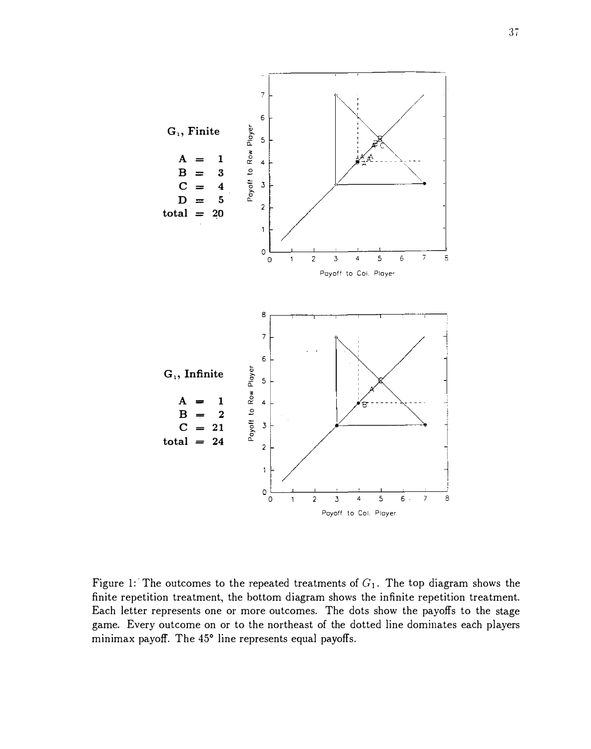**$G_1$, Finite**

| | | |
|---|---|---|
| A | = | 1 |
| B | = | 3 |
| C | = | 4 |
| D | = | 5 |
| total | = | 20 |

**$G_1$, Infinite**

| | | |
|---|---|---|
| A | = | 1 |
| B | = | 2 |
| C | = | 21 |
| total | = | 24 |

Figure 1: The outcomes to the repeated treatments of $G_1$. The top diagram shows the finite repetition treatment, the bottom diagram shows the infinite repetition treatment. Each letter represents one or more outcomes. The dots show the payoffs to the stage game. Every outcome on or to the northeast of the dotted line dominates each players minimax payoff. The 45° line represents equal payoffs.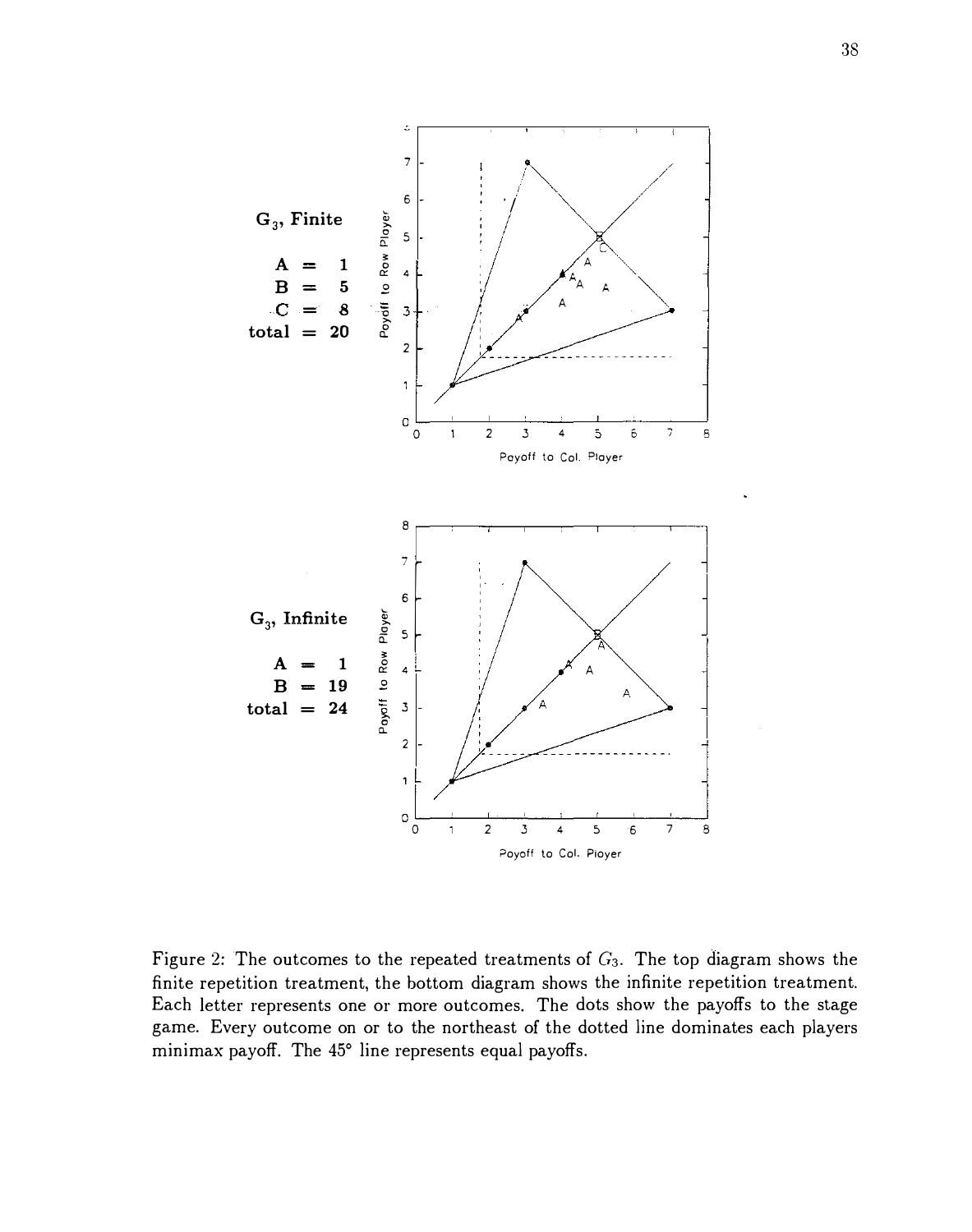**$G_3$, Finite**

A = 1
B = 5
C = 8
total = 20

**$G_3$, Infinite**

A = 1
B = 19
total = 24

Figure 2: The outcomes to the repeated treatments of $G_3$. The top diagram shows the finite repetition treatment, the bottom diagram shows the infinite repetition treatment. Each letter represents one or more outcomes. The dots show the payoffs to the stage game. Every outcome on or to the northeast of the dotted line dominates each players minimax payoff. The 45° line represents equal payoffs.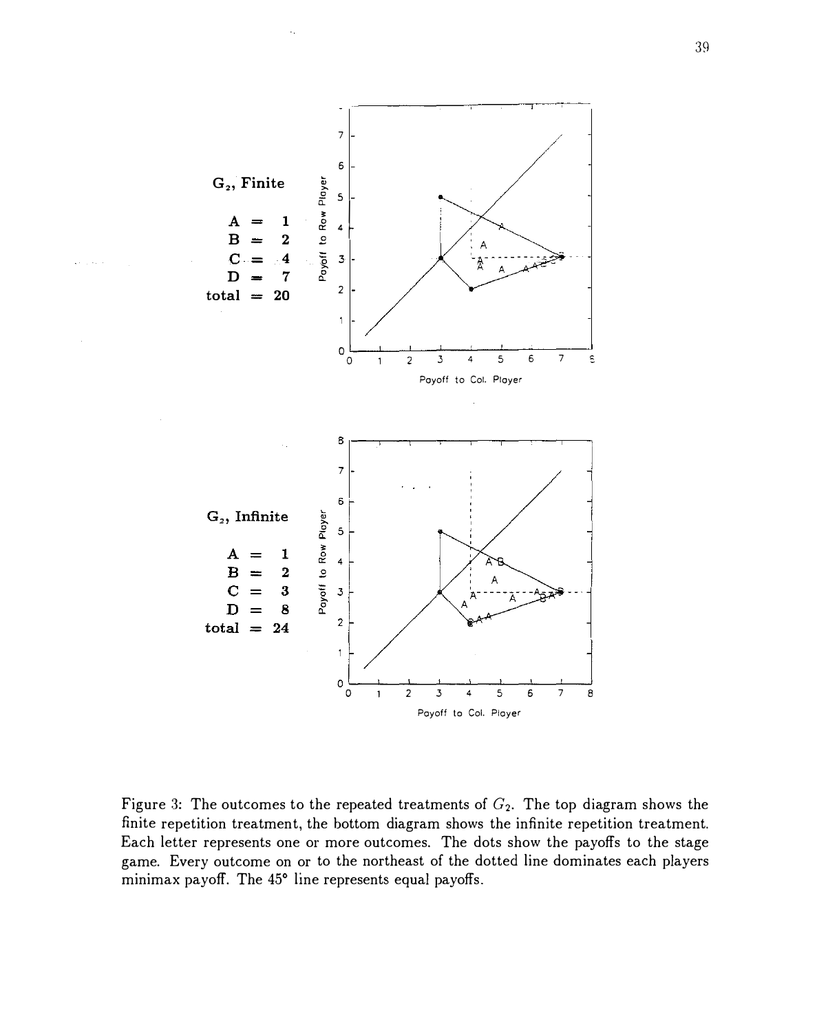**$G_2$, Finite**

A = 1
B = 2
C = 4
D = 7
total = 20

**$G_2$, Infinite**

A = 1
B = 2
C = 3
D = 8
total = 24

Figure 3: The outcomes to the repeated treatments of $G_2$. The top diagram shows the finite repetition treatment, the bottom diagram shows the infinite repetition treatment. Each letter represents one or more outcomes. The dots show the payoffs to the stage game. Every outcome on or to the northeast of the dotted line dominates each players minimax payoff. The 45° line represents equal payoffs.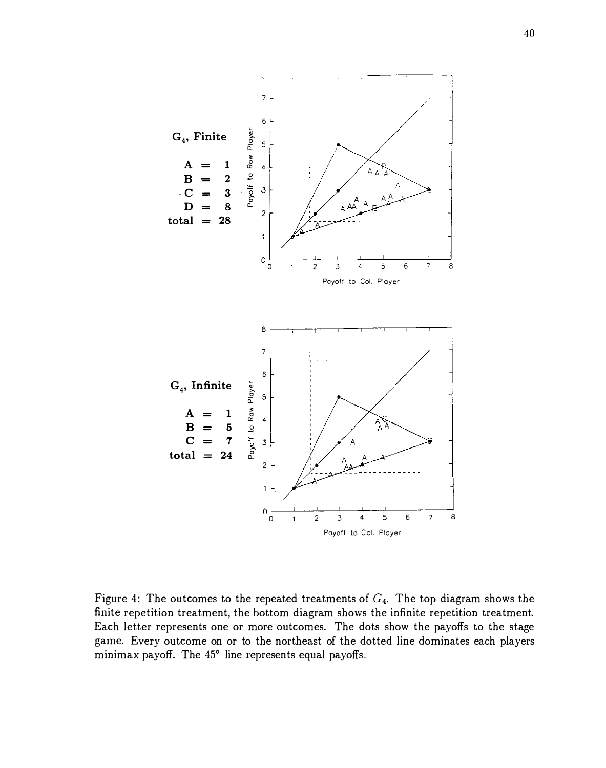G$_4$, Finite

A = 1
B = 2
C = 3
D = 8
total = 28

Payoff to Row Player

Payoff to Col. Player

G$_4$, Infinite

A = 1
B = 5
C = 7
total = 24

Payoff to Row Player

Payoff to Col. Player

Figure 4: The outcomes to the repeated treatments of $G_4$. The top diagram shows the finite repetition treatment, the bottom diagram shows the infinite repetition treatment. Each letter represents one or more outcomes. The dots show the payoffs to the stage game. Every outcome on or to the northeast of the dotted line dominates each players minimax payoff. The 45° line represents equal payoffs.